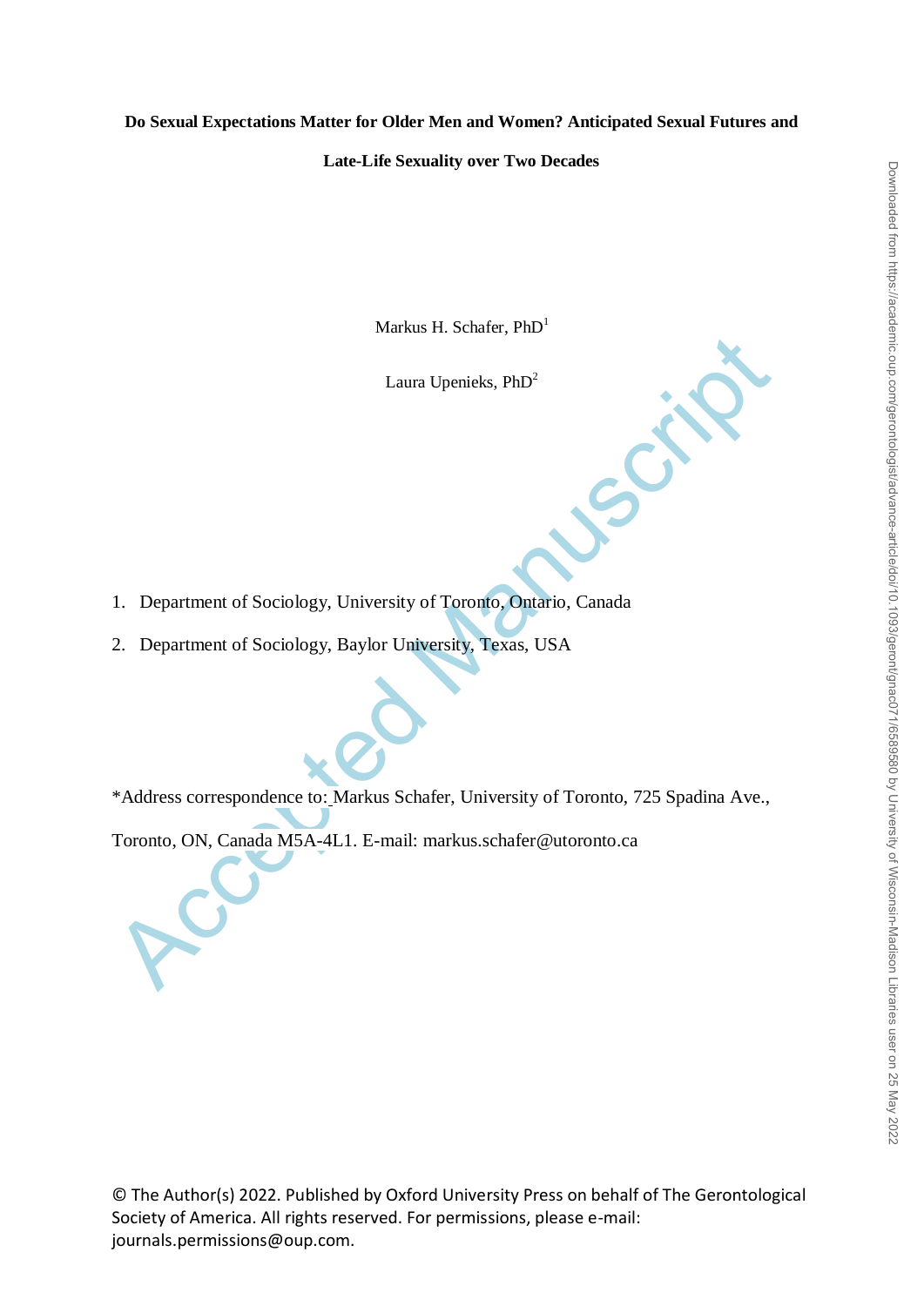**Do Sexual Expectations Matter for Older Men and Women? Anticipated Sexual Futures and Late-Life Sexuality over Two Decades**

Markus H. Schafer, PhD[1]

Laura Upenieks, PhD[2]

1. Department of Sociology, University of Toronto, Ontario, Canada
2. Department of Sociology, Baylor University, Texas, USA

*Address correspondence to: Markus Schafer, University of Toronto, 725 Spadina Ave., Toronto, ON, Canada M5A-4L1. E-mail: markus.schafer@utoronto.ca

© The Author(s) 2022. Published by Oxford University Press on behalf of The Gerontological Society of America. All rights reserved. For permissions, please e-mail: journals.permissions@oup.com.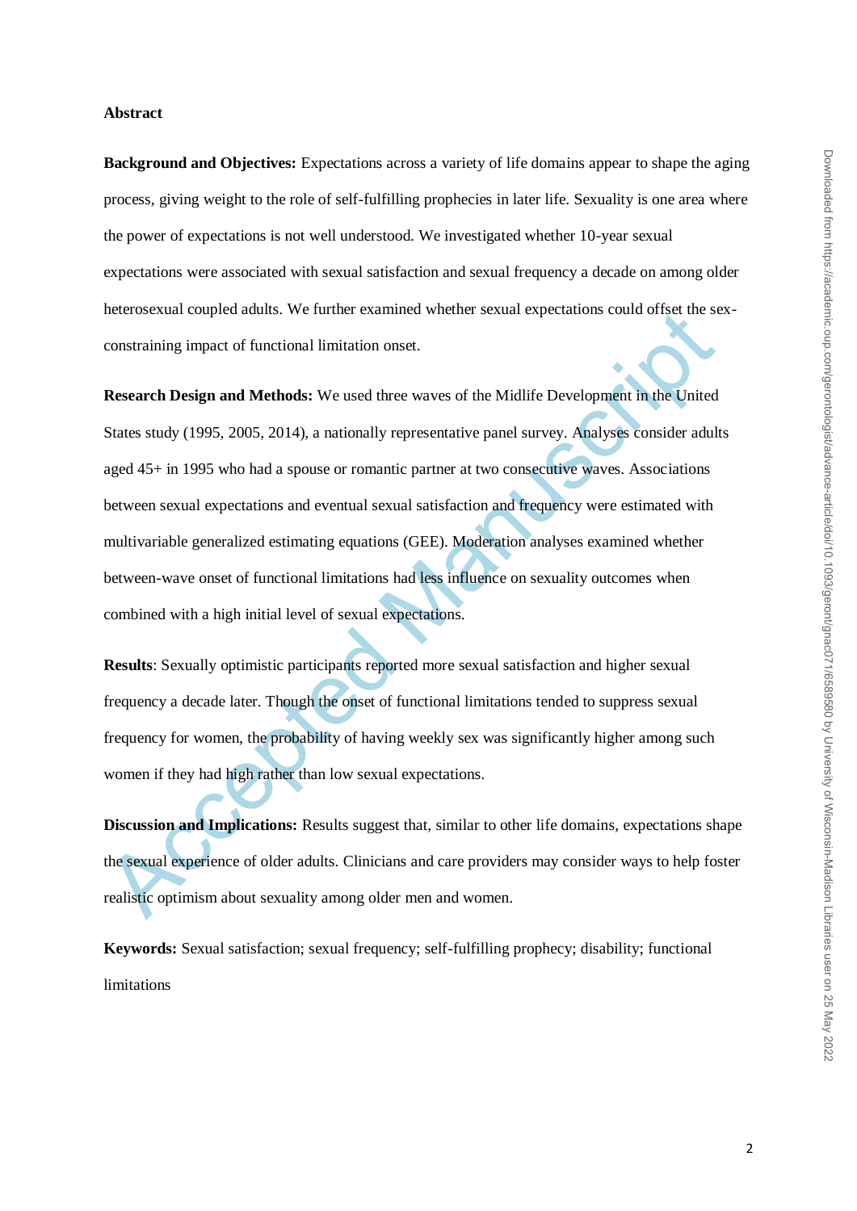## Abstract

**Background and Objectives:** Expectations across a variety of life domains appear to shape the aging process, giving weight to the role of self-fulfilling prophecies in later life. Sexuality is one area where the power of expectations is not well understood. We investigated whether 10-year sexual expectations were associated with sexual satisfaction and sexual frequency a decade on among older heterosexual coupled adults. We further examined whether sexual expectations could offset the sex-constraining impact of functional limitation onset.

**Research Design and Methods:** We used three waves of the Midlife Development in the United States study (1995, 2005, 2014), a nationally representative panel survey. Analyses consider adults aged 45+ in 1995 who had a spouse or romantic partner at two consecutive waves. Associations between sexual expectations and eventual sexual satisfaction and frequency were estimated with multivariable generalized estimating equations (GEE). Moderation analyses examined whether between-wave onset of functional limitations had less influence on sexuality outcomes when combined with a high initial level of sexual expectations.

**Results**: Sexually optimistic participants reported more sexual satisfaction and higher sexual frequency a decade later. Though the onset of functional limitations tended to suppress sexual frequency for women, the probability of having weekly sex was significantly higher among such women if they had high rather than low sexual expectations.

**Discussion and Implications:** Results suggest that, similar to other life domains, expectations shape the sexual experience of older adults. Clinicians and care providers may consider ways to help foster realistic optimism about sexuality among older men and women.

**Keywords:** Sexual satisfaction; sexual frequency; self-fulfilling prophecy; disability; functional limitations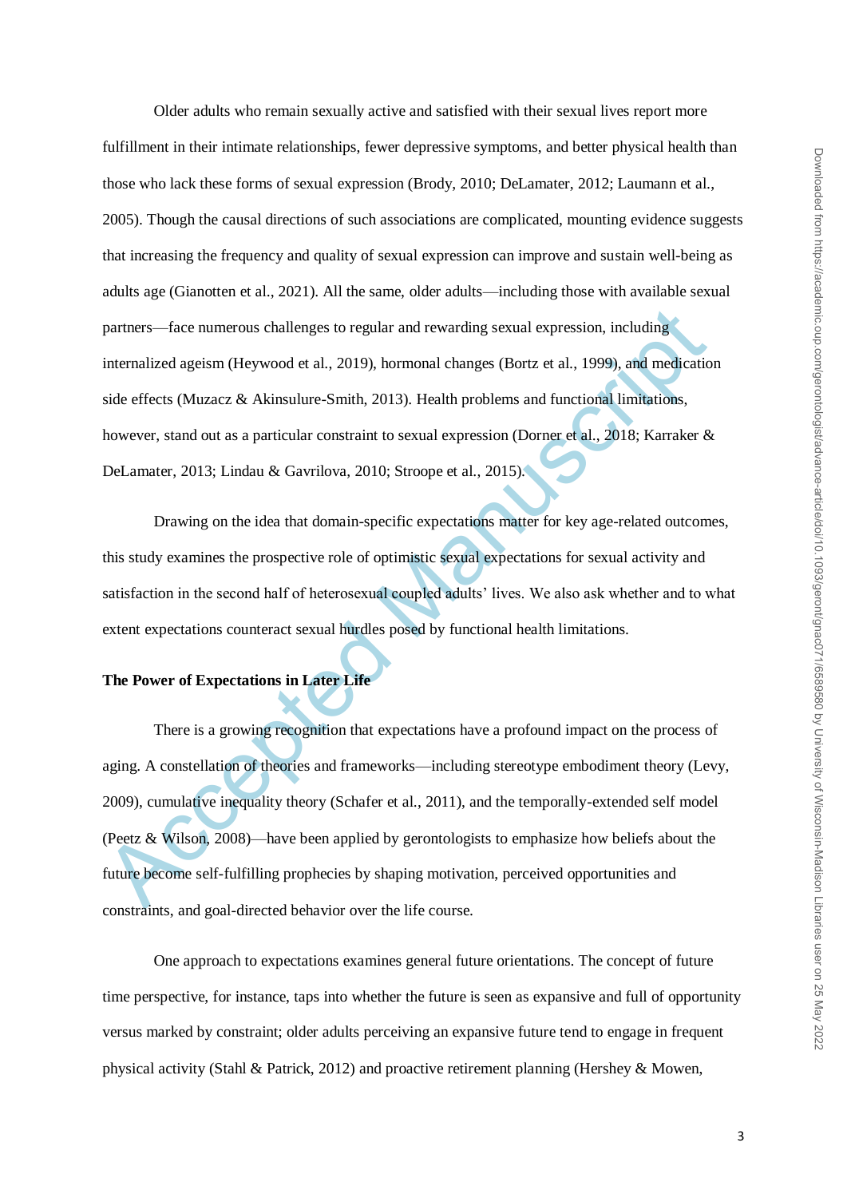Older adults who remain sexually active and satisfied with their sexual lives report more fulfillment in their intimate relationships, fewer depressive symptoms, and better physical health than those who lack these forms of sexual expression (Brody, 2010; DeLamater, 2012; Laumann et al., 2005). Though the causal directions of such associations are complicated, mounting evidence suggests that increasing the frequency and quality of sexual expression can improve and sustain well-being as adults age (Gianotten et al., 2021). All the same, older adults—including those with available sexual partners—face numerous challenges to regular and rewarding sexual expression, including internalized ageism (Heywood et al., 2019), hormonal changes (Bortz et al., 1999), and medication side effects (Muzacz & Akinsulure-Smith, 2013). Health problems and functional limitations, however, stand out as a particular constraint to sexual expression (Dorner et al., 2018; Karraker & DeLamater, 2013; Lindau & Gavrilova, 2010; Stroope et al., 2015).

Drawing on the idea that domain-specific expectations matter for key age-related outcomes, this study examines the prospective role of optimistic sexual expectations for sexual activity and satisfaction in the second half of heterosexual coupled adults' lives. We also ask whether and to what extent expectations counteract sexual hurdles posed by functional health limitations.

## The Power of Expectations in Later Life

There is a growing recognition that expectations have a profound impact on the process of aging. A constellation of theories and frameworks—including stereotype embodiment theory (Levy, 2009), cumulative inequality theory (Schafer et al., 2011), and the temporally-extended self model (Peetz & Wilson, 2008)—have been applied by gerontologists to emphasize how beliefs about the future become self-fulfilling prophecies by shaping motivation, perceived opportunities and constraints, and goal-directed behavior over the life course.

One approach to expectations examines general future orientations. The concept of future time perspective, for instance, taps into whether the future is seen as expansive and full of opportunity versus marked by constraint; older adults perceiving an expansive future tend to engage in frequent physical activity (Stahl & Patrick, 2012) and proactive retirement planning (Hershey & Mowen,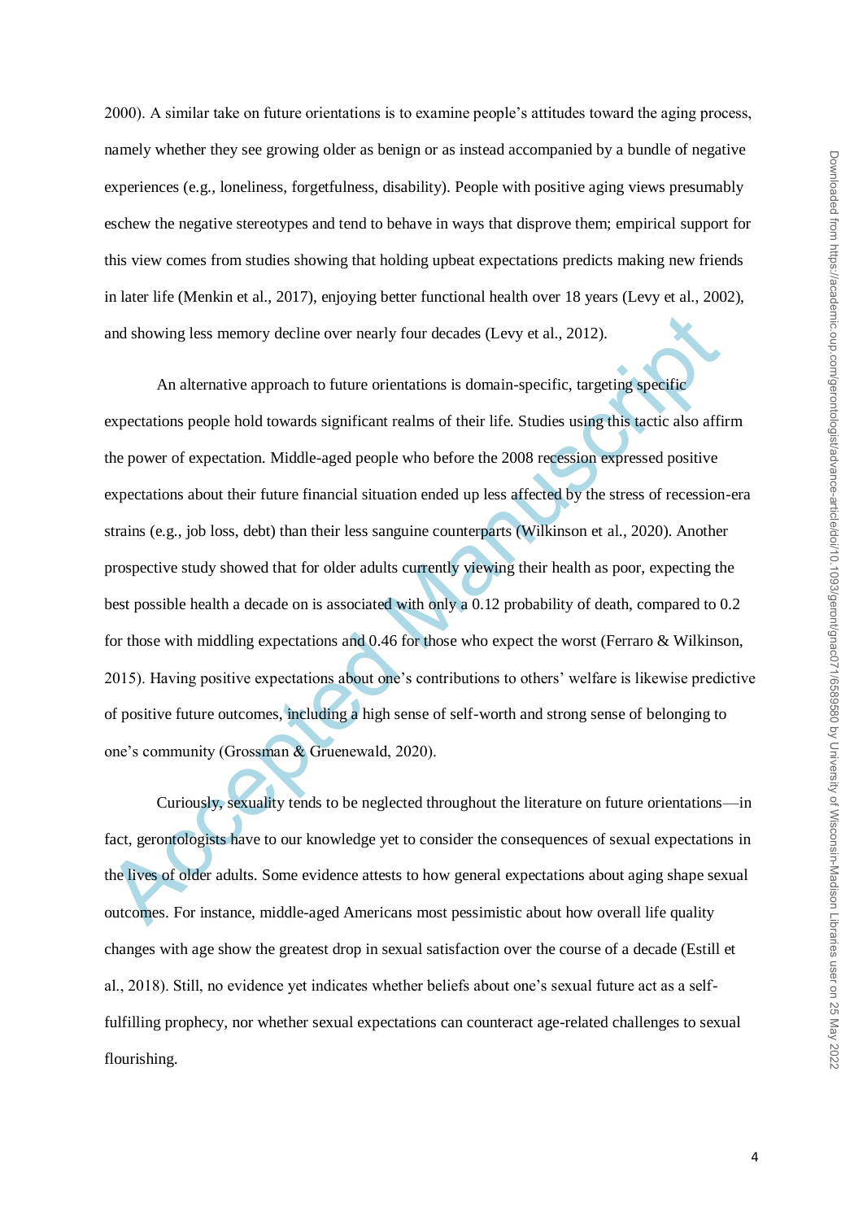2000). A similar take on future orientations is to examine people's attitudes toward the aging process, namely whether they see growing older as benign or as instead accompanied by a bundle of negative experiences (e.g., loneliness, forgetfulness, disability). People with positive aging views presumably eschew the negative stereotypes and tend to behave in ways that disprove them; empirical support for this view comes from studies showing that holding upbeat expectations predicts making new friends in later life (Menkin et al., 2017), enjoying better functional health over 18 years (Levy et al., 2002), and showing less memory decline over nearly four decades (Levy et al., 2012).

An alternative approach to future orientations is domain-specific, targeting specific expectations people hold towards significant realms of their life. Studies using this tactic also affirm the power of expectation. Middle-aged people who before the 2008 recession expressed positive expectations about their future financial situation ended up less affected by the stress of recession-era strains (e.g., job loss, debt) than their less sanguine counterparts (Wilkinson et al., 2020). Another prospective study showed that for older adults currently viewing their health as poor, expecting the best possible health a decade on is associated with only a 0.12 probability of death, compared to 0.2 for those with middling expectations and 0.46 for those who expect the worst (Ferraro & Wilkinson, 2015). Having positive expectations about one's contributions to others' welfare is likewise predictive of positive future outcomes, including a high sense of self-worth and strong sense of belonging to one's community (Grossman & Gruenewald, 2020).

Curiously, sexuality tends to be neglected throughout the literature on future orientations—in fact, gerontologists have to our knowledge yet to consider the consequences of sexual expectations in the lives of older adults. Some evidence attests to how general expectations about aging shape sexual outcomes. For instance, middle-aged Americans most pessimistic about how overall life quality changes with age show the greatest drop in sexual satisfaction over the course of a decade (Estill et al., 2018). Still, no evidence yet indicates whether beliefs about one's sexual future act as a self-fulfilling prophecy, nor whether sexual expectations can counteract age-related challenges to sexual flourishing.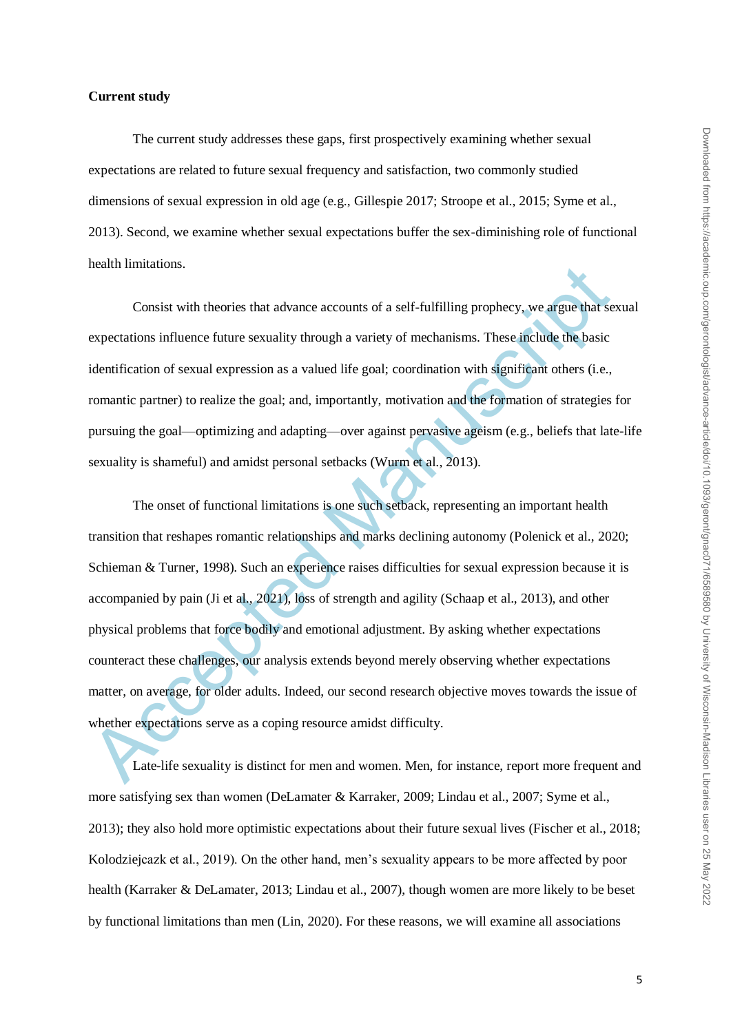**Current study**

The current study addresses these gaps, first prospectively examining whether sexual expectations are related to future sexual frequency and satisfaction, two commonly studied dimensions of sexual expression in old age (e.g., Gillespie 2017; Stroope et al., 2015; Syme et al., 2013). Second, we examine whether sexual expectations buffer the sex-diminishing role of functional health limitations.

Consist with theories that advance accounts of a self-fulfilling prophecy, we argue that sexual expectations influence future sexuality through a variety of mechanisms. These include the basic identification of sexual expression as a valued life goal; coordination with significant others (i.e., romantic partner) to realize the goal; and, importantly, motivation and the formation of strategies for pursuing the goal—optimizing and adapting—over against pervasive ageism (e.g., beliefs that late-life sexuality is shameful) and amidst personal setbacks (Wurm et al., 2013).

The onset of functional limitations is one such setback, representing an important health transition that reshapes romantic relationships and marks declining autonomy (Polenick et al., 2020; Schieman & Turner, 1998). Such an experience raises difficulties for sexual expression because it is accompanied by pain (Ji et al., 2021), loss of strength and agility (Schaap et al., 2013), and other physical problems that force bodily and emotional adjustment. By asking whether expectations counteract these challenges, our analysis extends beyond merely observing whether expectations matter, on average, for older adults. Indeed, our second research objective moves towards the issue of whether expectations serve as a coping resource amidst difficulty.

Late-life sexuality is distinct for men and women. Men, for instance, report more frequent and more satisfying sex than women (DeLamater & Karraker, 2009; Lindau et al., 2007; Syme et al., 2013); they also hold more optimistic expectations about their future sexual lives (Fischer et al., 2018; Kolodziejczak et al., 2019). On the other hand, men's sexuality appears to be more affected by poor health (Karraker & DeLamater, 2013; Lindau et al., 2007), though women are more likely to be beset by functional limitations than men (Lin, 2020). For these reasons, we will examine all associations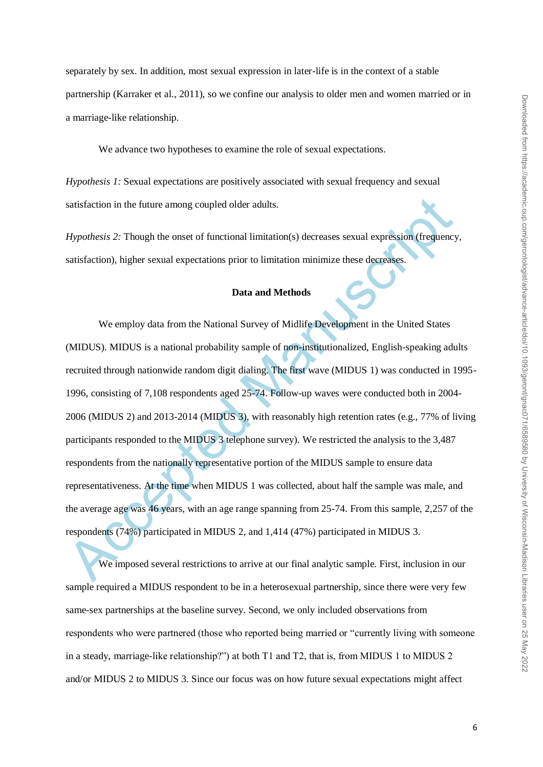separately by sex. In addition, most sexual expression in later-life is in the context of a stable partnership (Karraker et al., 2011), so we confine our analysis to older men and women married or in a marriage-like relationship.

We advance two hypotheses to examine the role of sexual expectations.

*Hypothesis 1:* Sexual expectations are positively associated with sexual frequency and sexual satisfaction in the future among coupled older adults.

*Hypothesis 2:* Though the onset of functional limitation(s) decreases sexual expression (frequency, satisfaction), higher sexual expectations prior to limitation minimize these decreases.

## Data and Methods

We employ data from the National Survey of Midlife Development in the United States (MIDUS). MIDUS is a national probability sample of non-institutionalized, English-speaking adults recruited through nationwide random digit dialing. The first wave (MIDUS 1) was conducted in 1995-1996, consisting of 7,108 respondents aged 25-74. Follow-up waves were conducted both in 2004-2006 (MIDUS 2) and 2013-2014 (MIDUS 3), with reasonably high retention rates (e.g., 77% of living participants responded to the MIDUS 3 telephone survey). We restricted the analysis to the 3,487 respondents from the nationally representative portion of the MIDUS sample to ensure data representativeness. At the time when MIDUS 1 was collected, about half the sample was male, and the average age was 46 years, with an age range spanning from 25-74. From this sample, 2,257 of the respondents (74%) participated in MIDUS 2, and 1,414 (47%) participated in MIDUS 3.

We imposed several restrictions to arrive at our final analytic sample. First, inclusion in our sample required a MIDUS respondent to be in a heterosexual partnership, since there were very few same-sex partnerships at the baseline survey. Second, we only included observations from respondents who were partnered (those who reported being married or "currently living with someone in a steady, marriage-like relationship?") at both T1 and T2, that is, from MIDUS 1 to MIDUS 2 and/or MIDUS 2 to MIDUS 3. Since our focus was on how future sexual expectations might affect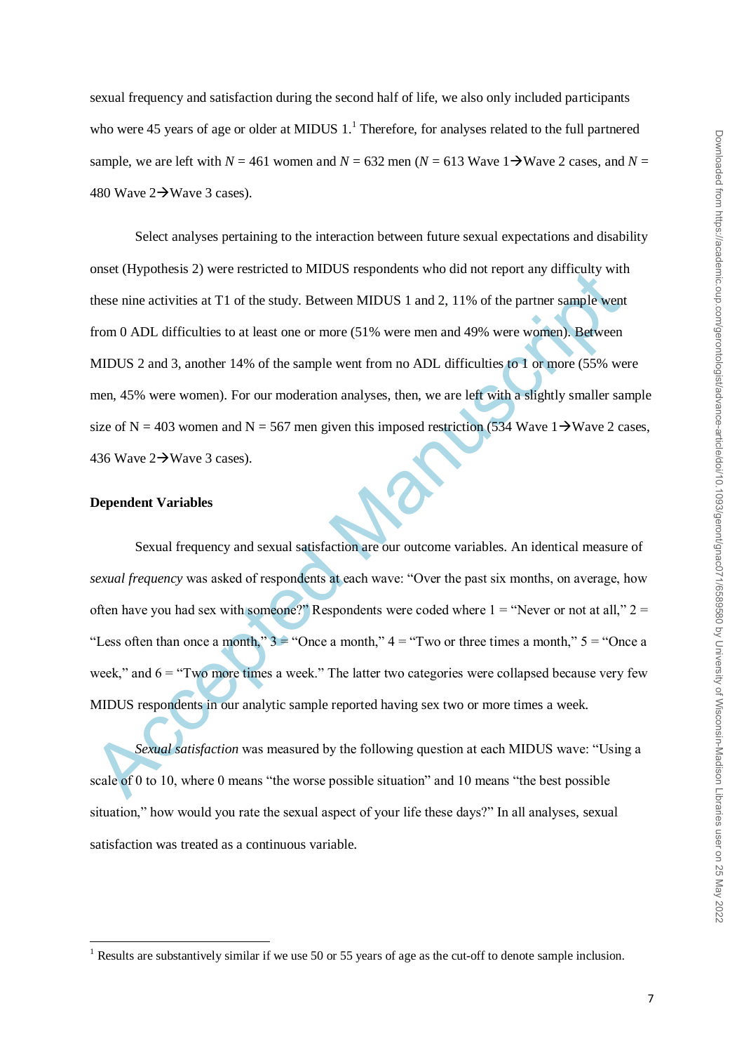sexual frequency and satisfaction during the second half of life, we also only included participants who were 45 years of age or older at MIDUS 1.[1] Therefore, for analyses related to the full partnered sample, we are left with *N* = 461 women and *N* = 632 men (*N* = 613 Wave 1→Wave 2 cases, and *N* = 480 Wave 2→Wave 3 cases).

Select analyses pertaining to the interaction between future sexual expectations and disability onset (Hypothesis 2) were restricted to MIDUS respondents who did not report any difficulty with these nine activities at T1 of the study. Between MIDUS 1 and 2, 11% of the partner sample went from 0 ADL difficulties to at least one or more (51% were men and 49% were women). Between MIDUS 2 and 3, another 14% of the sample went from no ADL difficulties to 1 or more (55% were men, 45% were women). For our moderation analyses, then, we are left with a slightly smaller sample size of N = 403 women and N = 567 men given this imposed restriction (534 Wave 1→Wave 2 cases, 436 Wave 2→Wave 3 cases).

**Dependent Variables**

Sexual frequency and sexual satisfaction are our outcome variables. An identical measure of *sexual frequency* was asked of respondents at each wave: "Over the past six months, on average, how often have you had sex with someone?" Respondents were coded where 1 = "Never or not at all," 2 = "Less often than once a month," 3 = "Once a month," 4 = "Two or three times a month," 5 = "Once a week," and 6 = "Two more times a week." The latter two categories were collapsed because very few MIDUS respondents in our analytic sample reported having sex two or more times a week.

*Sexual satisfaction* was measured by the following question at each MIDUS wave: "Using a scale of 0 to 10, where 0 means "the worse possible situation" and 10 means "the best possible situation," how would you rate the sexual aspect of your life these days?" In all analyses, sexual satisfaction was treated as a continuous variable.

---

[1] Results are substantively similar if we use 50 or 55 years of age as the cut-off to denote sample inclusion.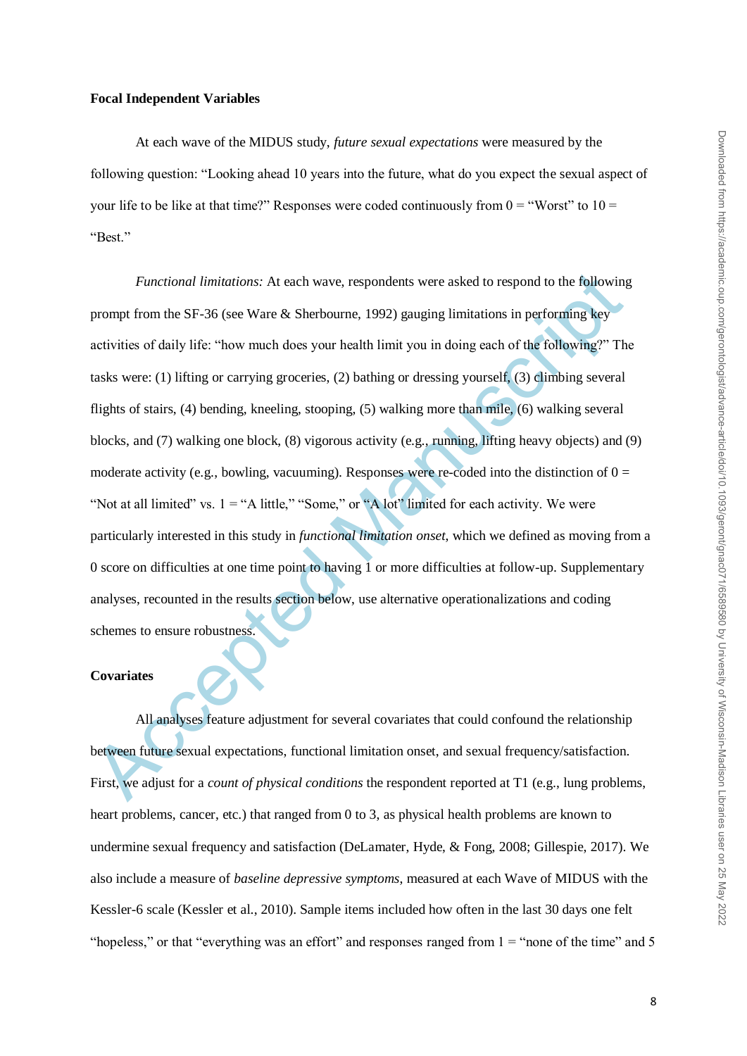**Focal Independent Variables**

At each wave of the MIDUS study, *future sexual expectations* were measured by the following question: "Looking ahead 10 years into the future, what do you expect the sexual aspect of your life to be like at that time?" Responses were coded continuously from 0 = "Worst" to 10 = "Best."

*Functional limitations:* At each wave, respondents were asked to respond to the following prompt from the SF-36 (see Ware & Sherbourne, 1992) gauging limitations in performing key activities of daily life: "how much does your health limit you in doing each of the following?" The tasks were: (1) lifting or carrying groceries, (2) bathing or dressing yourself, (3) climbing several flights of stairs, (4) bending, kneeling, stooping, (5) walking more than mile, (6) walking several blocks, and (7) walking one block, (8) vigorous activity (e.g., running, lifting heavy objects) and (9) moderate activity (e.g., bowling, vacuuming). Responses were re-coded into the distinction of 0 = "Not at all limited" vs. 1 = "A little," "Some," or "A lot" limited for each activity. We were particularly interested in this study in *functional limitation onset*, which we defined as moving from a 0 score on difficulties at one time point to having 1 or more difficulties at follow-up. Supplementary analyses, recounted in the results section below, use alternative operationalizations and coding schemes to ensure robustness.

**Covariates**

All analyses feature adjustment for several covariates that could confound the relationship between future sexual expectations, functional limitation onset, and sexual frequency/satisfaction. First, we adjust for a *count of physical conditions* the respondent reported at T1 (e.g., lung problems, heart problems, cancer, etc.) that ranged from 0 to 3, as physical health problems are known to undermine sexual frequency and satisfaction (DeLamater, Hyde, & Fong, 2008; Gillespie, 2017). We also include a measure of *baseline depressive symptoms*, measured at each Wave of MIDUS with the Kessler-6 scale (Kessler et al., 2010). Sample items included how often in the last 30 days one felt "hopeless," or that "everything was an effort" and responses ranged from 1 = "none of the time" and 5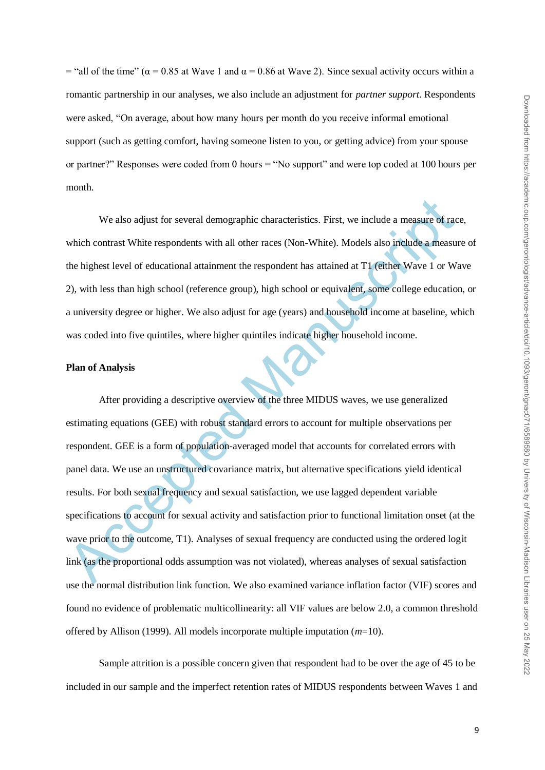= "all of the time" (α = 0.85 at Wave 1 and α = 0.86 at Wave 2). Since sexual activity occurs within a romantic partnership in our analyses, we also include an adjustment for *partner support*. Respondents were asked, "On average, about how many hours per month do you receive informal emotional support (such as getting comfort, having someone listen to you, or getting advice) from your spouse or partner?" Responses were coded from 0 hours = "No support" and were top coded at 100 hours per month.

We also adjust for several demographic characteristics. First, we include a measure of race, which contrast White respondents with all other races (Non-White). Models also include a measure of the highest level of educational attainment the respondent has attained at T1 (either Wave 1 or Wave 2), with less than high school (reference group), high school or equivalent, some college education, or a university degree or higher. We also adjust for age (years) and household income at baseline, which was coded into five quintiles, where higher quintiles indicate higher household income.

**Plan of Analysis**

After providing a descriptive overview of the three MIDUS waves, we use generalized estimating equations (GEE) with robust standard errors to account for multiple observations per respondent. GEE is a form of population-averaged model that accounts for correlated errors with panel data. We use an unstructured covariance matrix, but alternative specifications yield identical results. For both sexual frequency and sexual satisfaction, we use lagged dependent variable specifications to account for sexual activity and satisfaction prior to functional limitation onset (at the wave prior to the outcome, T1). Analyses of sexual frequency are conducted using the ordered logit link (as the proportional odds assumption was not violated), whereas analyses of sexual satisfaction use the normal distribution link function. We also examined variance inflation factor (VIF) scores and found no evidence of problematic multicollinearity: all VIF values are below 2.0, a common threshold offered by Allison (1999). All models incorporate multiple imputation ($m$=10).

Sample attrition is a possible concern given that respondent had to be over the age of 45 to be included in our sample and the imperfect retention rates of MIDUS respondents between Waves 1 and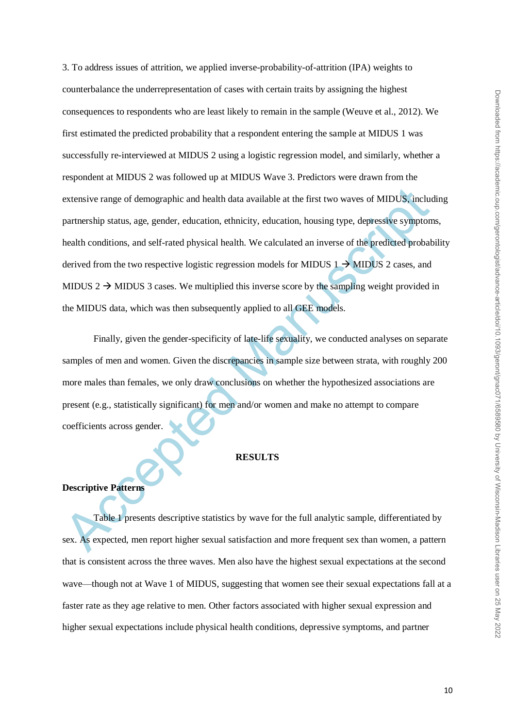3. To address issues of attrition, we applied inverse-probability-of-attrition (IPA) weights to counterbalance the underrepresentation of cases with certain traits by assigning the highest consequences to respondents who are least likely to remain in the sample (Weuve et al., 2012). We first estimated the predicted probability that a respondent entering the sample at MIDUS 1 was successfully re-interviewed at MIDUS 2 using a logistic regression model, and similarly, whether a respondent at MIDUS 2 was followed up at MIDUS Wave 3. Predictors were drawn from the extensive range of demographic and health data available at the first two waves of MIDUS, including partnership status, age, gender, education, ethnicity, education, housing type, depressive symptoms, health conditions, and self-rated physical health. We calculated an inverse of the predicted probability derived from the two respective logistic regression models for MIDUS 1 → MIDUS 2 cases, and MIDUS 2 → MIDUS 3 cases. We multiplied this inverse score by the sampling weight provided in the MIDUS data, which was then subsequently applied to all GEE models.

Finally, given the gender-specificity of late-life sexuality, we conducted analyses on separate samples of men and women. Given the discrepancies in sample size between strata, with roughly 200 more males than females, we only draw conclusions on whether the hypothesized associations are present (e.g., statistically significant) for men and/or women and make no attempt to compare coefficients across gender.

## RESULTS

### Descriptive Patterns

Table 1 presents descriptive statistics by wave for the full analytic sample, differentiated by sex. As expected, men report higher sexual satisfaction and more frequent sex than women, a pattern that is consistent across the three waves. Men also have the highest sexual expectations at the second wave—though not at Wave 1 of MIDUS, suggesting that women see their sexual expectations fall at a faster rate as they age relative to men. Other factors associated with higher sexual expression and higher sexual expectations include physical health conditions, depressive symptoms, and partner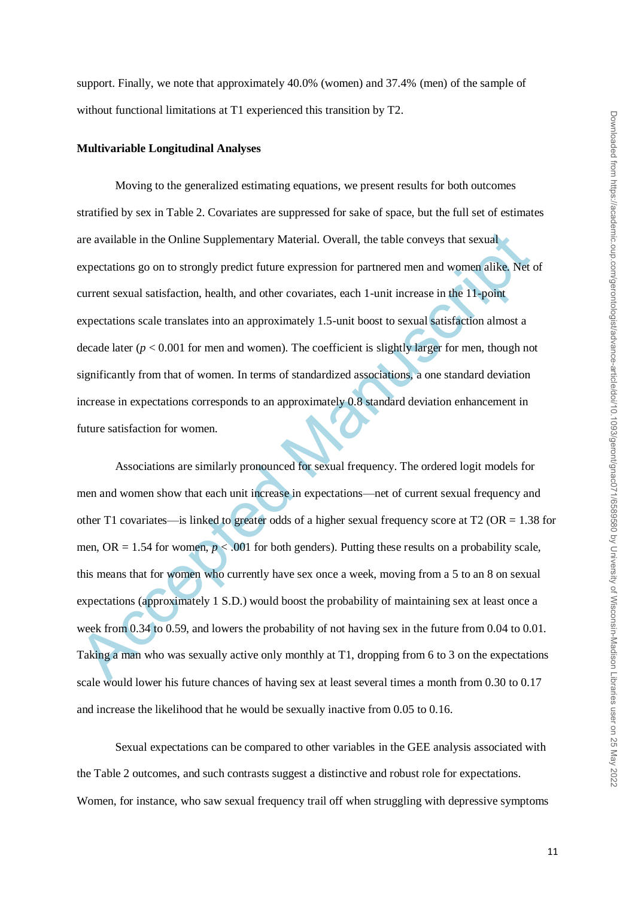support. Finally, we note that approximately 40.0% (women) and 37.4% (men) of the sample of without functional limitations at T1 experienced this transition by T2.

**Multivariable Longitudinal Analyses**

Moving to the generalized estimating equations, we present results for both outcomes stratified by sex in Table 2. Covariates are suppressed for sake of space, but the full set of estimates are available in the Online Supplementary Material. Overall, the table conveys that sexual expectations go on to strongly predict future expression for partnered men and women alike. Net of current sexual satisfaction, health, and other covariates, each 1-unit increase in the 11-point expectations scale translates into an approximately 1.5-unit boost to sexual satisfaction almost a decade later ($p < 0.001$ for men and women). The coefficient is slightly larger for men, though not significantly from that of women. In terms of standardized associations, a one standard deviation increase in expectations corresponds to an approximately 0.8 standard deviation enhancement in future satisfaction for women.

Associations are similarly pronounced for sexual frequency. The ordered logit models for men and women show that each unit increase in expectations—net of current sexual frequency and other T1 covariates—is linked to greater odds of a higher sexual frequency score at T2 (OR = 1.38 for men, OR = 1.54 for women, $p < .001$ for both genders). Putting these results on a probability scale, this means that for women who currently have sex once a week, moving from a 5 to an 8 on sexual expectations (approximately 1 S.D.) would boost the probability of maintaining sex at least once a week from 0.34 to 0.59, and lowers the probability of not having sex in the future from 0.04 to 0.01. Taking a man who was sexually active only monthly at T1, dropping from 6 to 3 on the expectations scale would lower his future chances of having sex at least several times a month from 0.30 to 0.17 and increase the likelihood that he would be sexually inactive from 0.05 to 0.16.

Sexual expectations can be compared to other variables in the GEE analysis associated with the Table 2 outcomes, and such contrasts suggest a distinctive and robust role for expectations. Women, for instance, who saw sexual frequency trail off when struggling with depressive symptoms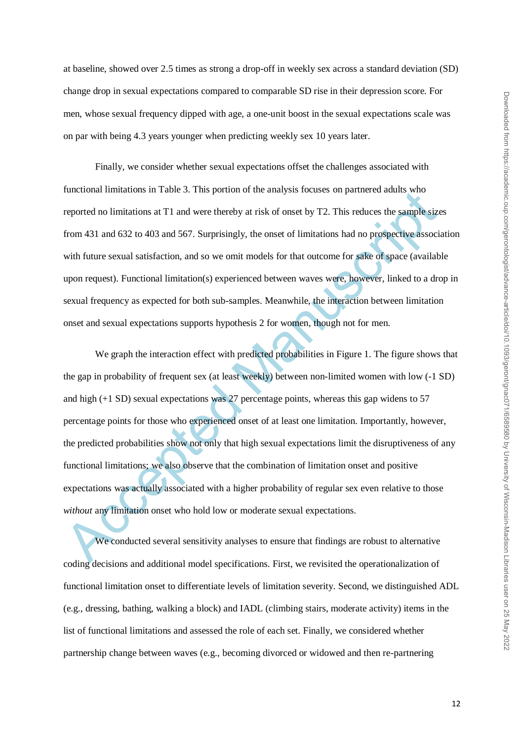at baseline, showed over 2.5 times as strong a drop-off in weekly sex across a standard deviation (SD) change drop in sexual expectations compared to comparable SD rise in their depression score. For men, whose sexual frequency dipped with age, a one-unit boost in the sexual expectations scale was on par with being 4.3 years younger when predicting weekly sex 10 years later.

Finally, we consider whether sexual expectations offset the challenges associated with functional limitations in Table 3. This portion of the analysis focuses on partnered adults who reported no limitations at T1 and were thereby at risk of onset by T2. This reduces the sample sizes from 431 and 632 to 403 and 567. Surprisingly, the onset of limitations had no prospective association with future sexual satisfaction, and so we omit models for that outcome for sake of space (available upon request). Functional limitation(s) experienced between waves were, however, linked to a drop in sexual frequency as expected for both sub-samples. Meanwhile, the interaction between limitation onset and sexual expectations supports hypothesis 2 for women, though not for men.

We graph the interaction effect with predicted probabilities in Figure 1. The figure shows that the gap in probability of frequent sex (at least weekly) between non-limited women with low (-1 SD) and high (+1 SD) sexual expectations was 27 percentage points, whereas this gap widens to 57 percentage points for those who experienced onset of at least one limitation. Importantly, however, the predicted probabilities show not only that high sexual expectations limit the disruptiveness of any functional limitations; we also observe that the combination of limitation onset and positive expectations was actually associated with a higher probability of regular sex even relative to those *without* any limitation onset who hold low or moderate sexual expectations.

We conducted several sensitivity analyses to ensure that findings are robust to alternative coding decisions and additional model specifications. First, we revisited the operationalization of functional limitation onset to differentiate levels of limitation severity. Second, we distinguished ADL (e.g., dressing, bathing, walking a block) and IADL (climbing stairs, moderate activity) items in the list of functional limitations and assessed the role of each set. Finally, we considered whether partnership change between waves (e.g., becoming divorced or widowed and then re-partnering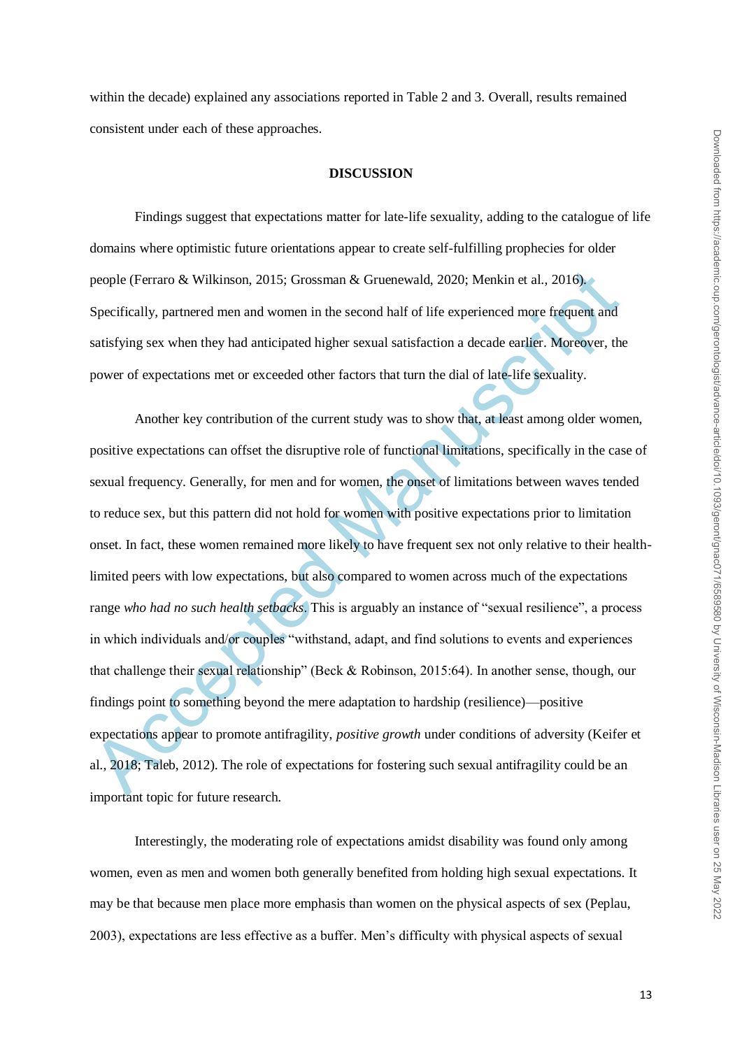within the decade) explained any associations reported in Table 2 and 3. Overall, results remained consistent under each of these approaches.

## DISCUSSION

Findings suggest that expectations matter for late-life sexuality, adding to the catalogue of life domains where optimistic future orientations appear to create self-fulfilling prophecies for older people (Ferraro & Wilkinson, 2015; Grossman & Gruenewald, 2020; Menkin et al., 2016). Specifically, partnered men and women in the second half of life experienced more frequent and satisfying sex when they had anticipated higher sexual satisfaction a decade earlier. Moreover, the power of expectations met or exceeded other factors that turn the dial of late-life sexuality.

Another key contribution of the current study was to show that, at least among older women, positive expectations can offset the disruptive role of functional limitations, specifically in the case of sexual frequency. Generally, for men and for women, the onset of limitations between waves tended to reduce sex, but this pattern did not hold for women with positive expectations prior to limitation onset. In fact, these women remained more likely to have frequent sex not only relative to their health-limited peers with low expectations, but also compared to women across much of the expectations range *who had no such health setbacks*. This is arguably an instance of "sexual resilience", a process in which individuals and/or couples "withstand, adapt, and find solutions to events and experiences that challenge their sexual relationship" (Beck & Robinson, 2015:64). In another sense, though, our findings point to something beyond the mere adaptation to hardship (resilience)—positive expectations appear to promote antifragility, *positive growth* under conditions of adversity (Keifer et al., 2018; Taleb, 2012). The role of expectations for fostering such sexual antifragility could be an important topic for future research.

Interestingly, the moderating role of expectations amidst disability was found only among women, even as men and women both generally benefited from holding high sexual expectations. It may be that because men place more emphasis than women on the physical aspects of sex (Peplau, 2003), expectations are less effective as a buffer. Men's difficulty with physical aspects of sexual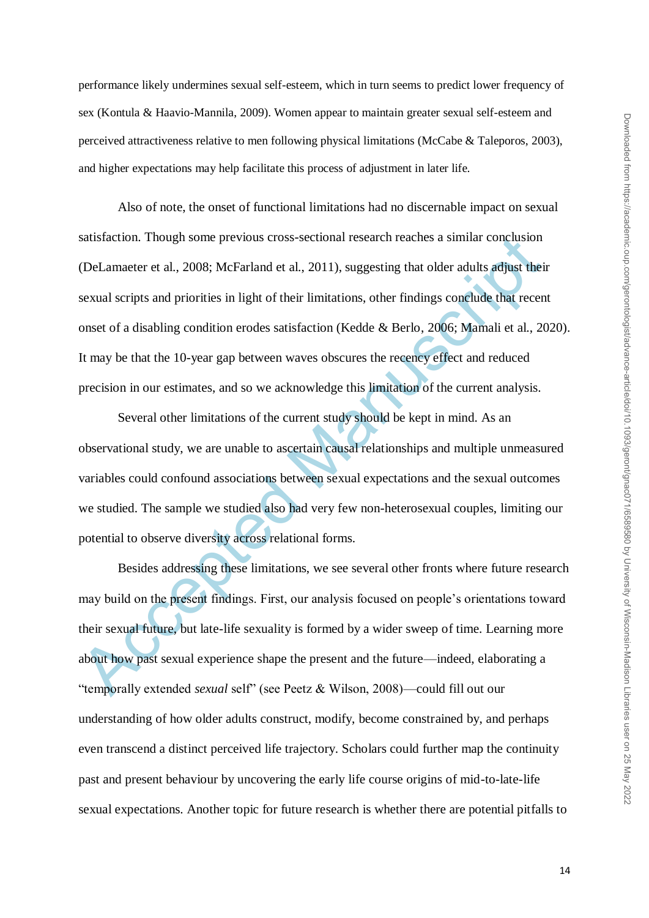performance likely undermines sexual self-esteem, which in turn seems to predict lower frequency of sex (Kontula & Haavio-Mannila, 2009). Women appear to maintain greater sexual self-esteem and perceived attractiveness relative to men following physical limitations (McCabe & Taleporos, 2003), and higher expectations may help facilitate this process of adjustment in later life.

Also of note, the onset of functional limitations had no discernable impact on sexual satisfaction. Though some previous cross-sectional research reaches a similar conclusion (DeLamaeter et al., 2008; McFarland et al., 2011), suggesting that older adults adjust their sexual scripts and priorities in light of their limitations, other findings conclude that recent onset of a disabling condition erodes satisfaction (Kedde & Berlo, 2006; Mamali et al., 2020). It may be that the 10-year gap between waves obscures the recency effect and reduced precision in our estimates, and so we acknowledge this limitation of the current analysis.

Several other limitations of the current study should be kept in mind. As an observational study, we are unable to ascertain causal relationships and multiple unmeasured variables could confound associations between sexual expectations and the sexual outcomes we studied. The sample we studied also had very few non-heterosexual couples, limiting our potential to observe diversity across relational forms.

Besides addressing these limitations, we see several other fronts where future research may build on the present findings. First, our analysis focused on people's orientations toward their sexual future, but late-life sexuality is formed by a wider sweep of time. Learning more about how past sexual experience shape the present and the future—indeed, elaborating a "temporally extended *sexual* self" (see Peetz & Wilson, 2008)—could fill out our understanding of how older adults construct, modify, become constrained by, and perhaps even transcend a distinct perceived life trajectory. Scholars could further map the continuity past and present behaviour by uncovering the early life course origins of mid-to-late-life sexual expectations. Another topic for future research is whether there are potential pitfalls to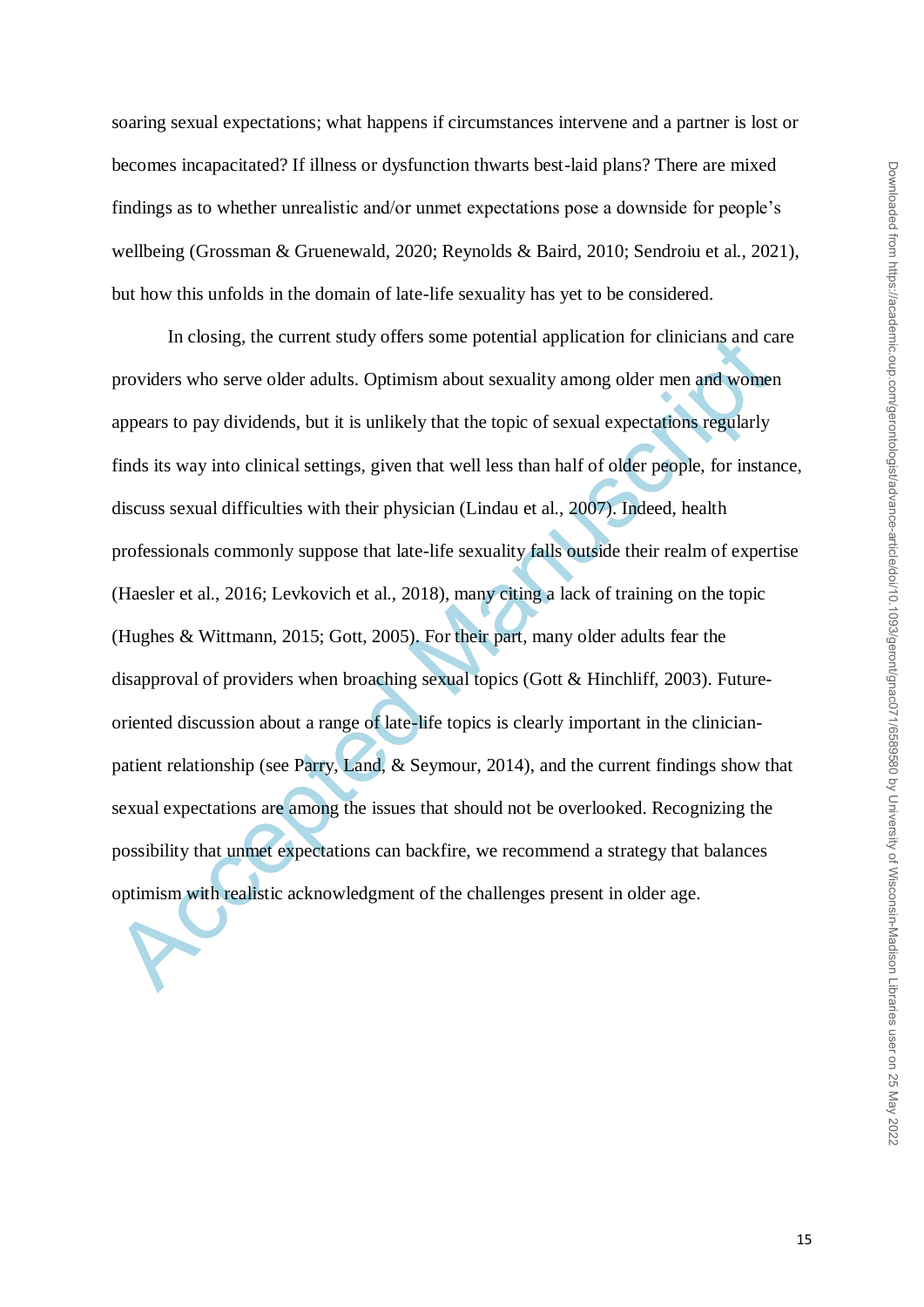soaring sexual expectations; what happens if circumstances intervene and a partner is lost or becomes incapacitated? If illness or dysfunction thwarts best-laid plans? There are mixed findings as to whether unrealistic and/or unmet expectations pose a downside for people's wellbeing (Grossman & Gruenewald, 2020; Reynolds & Baird, 2010; Sendroiu et al., 2021), but how this unfolds in the domain of late-life sexuality has yet to be considered.

In closing, the current study offers some potential application for clinicians and care providers who serve older adults. Optimism about sexuality among older men and women appears to pay dividends, but it is unlikely that the topic of sexual expectations regularly finds its way into clinical settings, given that well less than half of older people, for instance, discuss sexual difficulties with their physician (Lindau et al., 2007). Indeed, health professionals commonly suppose that late-life sexuality falls outside their realm of expertise (Haesler et al., 2016; Levkovich et al., 2018), many citing a lack of training on the topic (Hughes & Wittmann, 2015; Gott, 2005). For their part, many older adults fear the disapproval of providers when broaching sexual topics (Gott & Hinchliff, 2003). Future-oriented discussion about a range of late-life topics is clearly important in the clinician-patient relationship (see Parry, Land, & Seymour, 2014), and the current findings show that sexual expectations are among the issues that should not be overlooked. Recognizing the possibility that unmet expectations can backfire, we recommend a strategy that balances optimism with realistic acknowledgment of the challenges present in older age.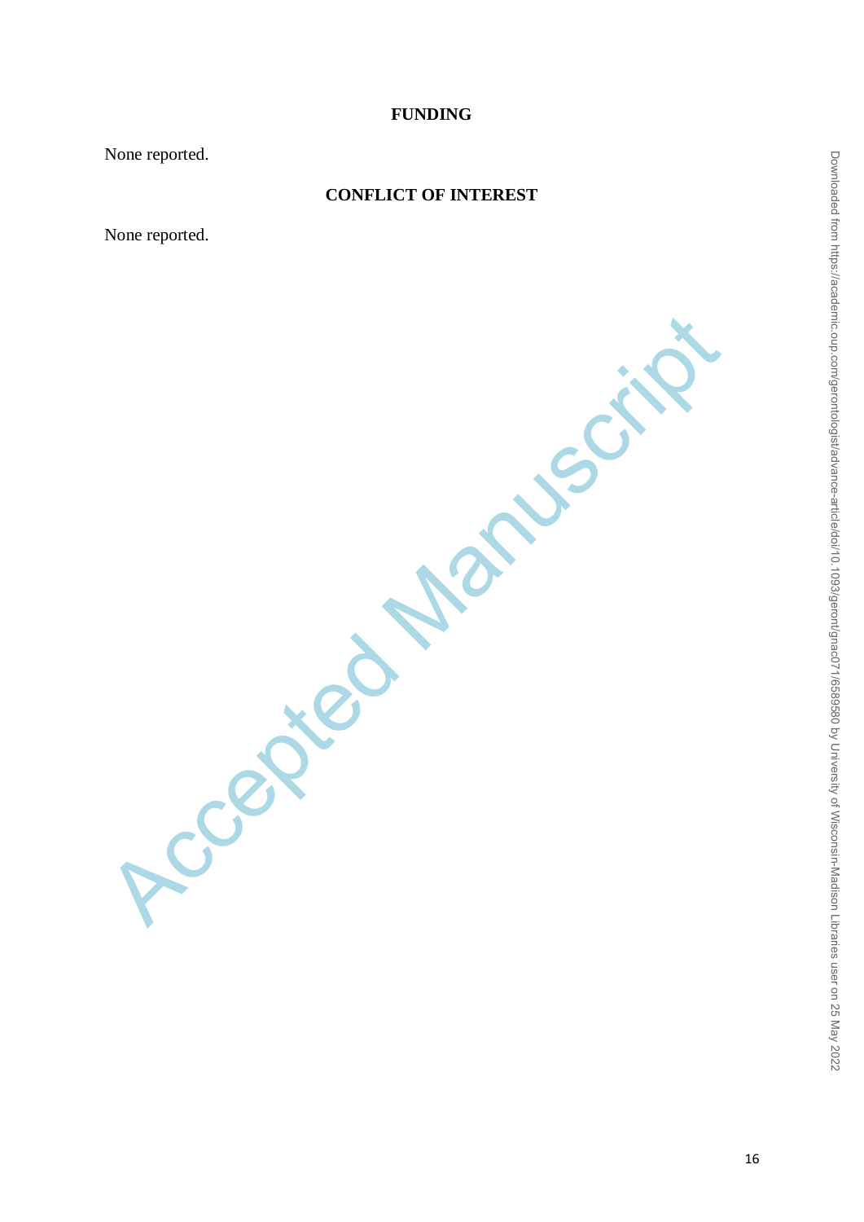## FUNDING

None reported.

## CONFLICT OF INTEREST

None reported.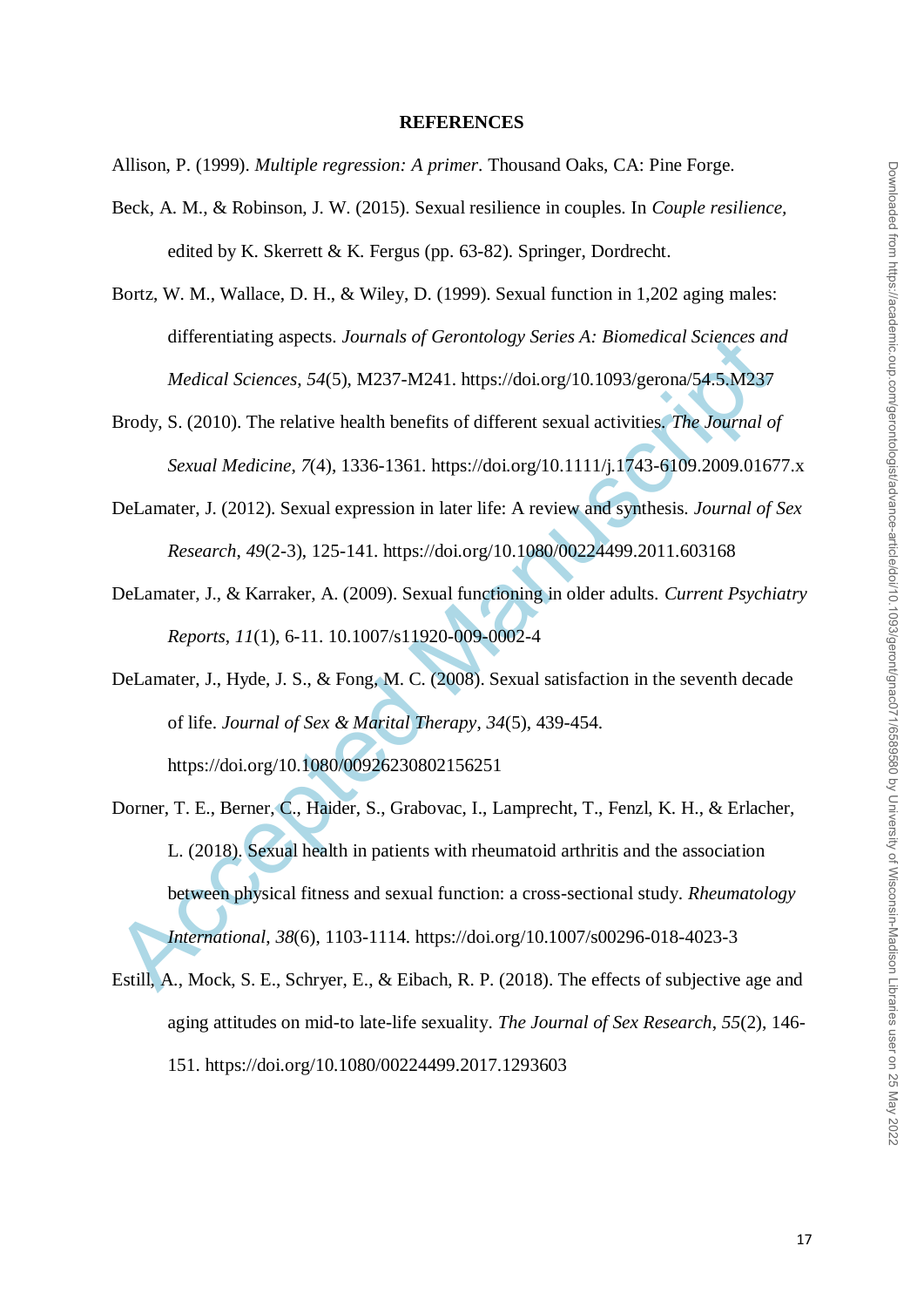**REFERENCES**

Allison, P. (1999). *Multiple regression: A primer*. Thousand Oaks, CA: Pine Forge.

Beck, A. M., & Robinson, J. W. (2015). Sexual resilience in couples. In *Couple resilience*, edited by K. Skerrett & K. Fergus (pp. 63-82). Springer, Dordrecht.

Bortz, W. M., Wallace, D. H., & Wiley, D. (1999). Sexual function in 1,202 aging males: differentiating aspects. *Journals of Gerontology Series A: Biomedical Sciences and Medical Sciences*, *54*(5), M237-M241. https://doi.org/10.1093/gerona/54.5.M237

Brody, S. (2010). The relative health benefits of different sexual activities. *The Journal of Sexual Medicine*, *7*(4), 1336-1361. https://doi.org/10.1111/j.1743-6109.2009.01677.x

DeLamater, J. (2012). Sexual expression in later life: A review and synthesis. *Journal of Sex Research*, *49*(2-3), 125-141. https://doi.org/10.1080/00224499.2011.603168

DeLamater, J., & Karraker, A. (2009). Sexual functioning in older adults. *Current Psychiatry Reports*, *11*(1), 6-11. 10.1007/s11920-009-0002-4

DeLamater, J., Hyde, J. S., & Fong, M. C. (2008). Sexual satisfaction in the seventh decade of life. *Journal of Sex & Marital Therapy*, *34*(5), 439-454. https://doi.org/10.1080/00926230802156251

Dorner, T. E., Berner, C., Haider, S., Grabovac, I., Lamprecht, T., Fenzl, K. H., & Erlacher, L. (2018). Sexual health in patients with rheumatoid arthritis and the association between physical fitness and sexual function: a cross-sectional study. *Rheumatology International*, *38*(6), 1103-1114. https://doi.org/10.1007/s00296-018-4023-3

Estill, A., Mock, S. E., Schryer, E., & Eibach, R. P. (2018). The effects of subjective age and aging attitudes on mid-to late-life sexuality. *The Journal of Sex Research*, *55*(2), 146-151. https://doi.org/10.1080/00224499.2017.1293603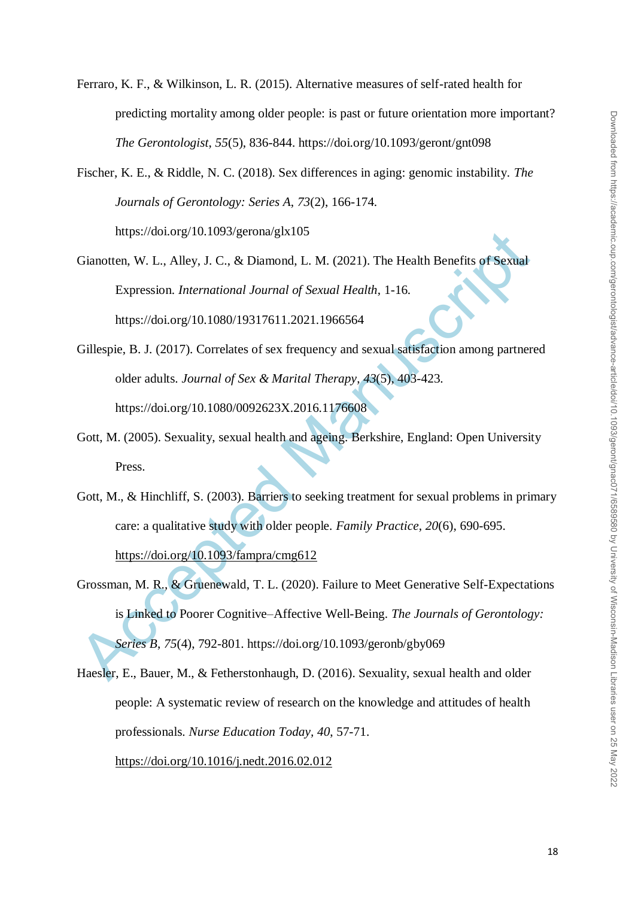Ferraro, K. F., & Wilkinson, L. R. (2015). Alternative measures of self-rated health for predicting mortality among older people: is past or future orientation more important? *The Gerontologist*, *55*(5), 836-844. https://doi.org/10.1093/geront/gnt098

Fischer, K. E., & Riddle, N. C. (2018). Sex differences in aging: genomic instability. *The Journals of Gerontology: Series A*, *73*(2), 166-174. https://doi.org/10.1093/gerona/glx105

Gianotten, W. L., Alley, J. C., & Diamond, L. M. (2021). The Health Benefits of Sexual Expression. *International Journal of Sexual Health*, 1-16. https://doi.org/10.1080/19317611.2021.1966564

Gillespie, B. J. (2017). Correlates of sex frequency and sexual satisfaction among partnered older adults. *Journal of Sex & Marital Therapy*, *43*(5), 403-423. https://doi.org/10.1080/0092623X.2016.1176608

Gott, M. (2005). Sexuality, sexual health and ageing. Berkshire, England: Open University Press.

Gott, M., & Hinchliff, S. (2003). Barriers to seeking treatment for sexual problems in primary care: a qualitative study with older people. *Family Practice*, *20*(6), 690-695. https://doi.org/10.1093/fampra/cmg612

Grossman, M. R., & Gruenewald, T. L. (2020). Failure to Meet Generative Self-Expectations is Linked to Poorer Cognitive–Affective Well-Being. *The Journals of Gerontology: Series B*, *75*(4), 792-801. https://doi.org/10.1093/geronb/gby069

Haesler, E., Bauer, M., & Fetherstonhaugh, D. (2016). Sexuality, sexual health and older people: A systematic review of research on the knowledge and attitudes of health professionals. *Nurse Education Today*, *40*, 57-71. https://doi.org/10.1016/j.nedt.2016.02.012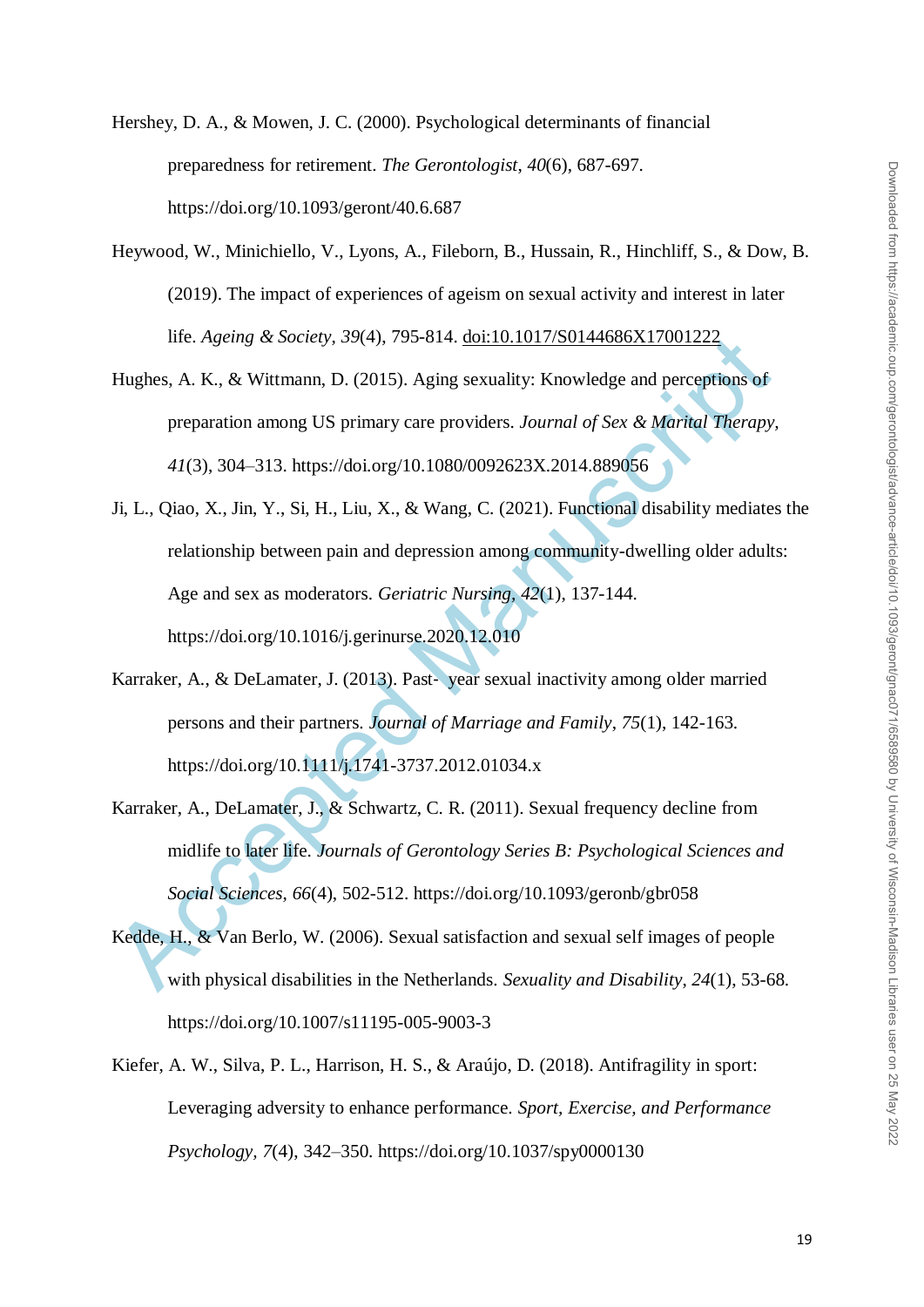Hershey, D. A., & Mowen, J. C. (2000). Psychological determinants of financial preparedness for retirement. *The Gerontologist*, *40*(6), 687-697. https://doi.org/10.1093/geront/40.6.687

Heywood, W., Minichiello, V., Lyons, A., Fileborn, B., Hussain, R., Hinchliff, S., & Dow, B. (2019). The impact of experiences of ageism on sexual activity and interest in later life. *Ageing & Society*, *39*(4), 795-814. doi:10.1017/S0144686X17001222

Hughes, A. K., & Wittmann, D. (2015). Aging sexuality: Knowledge and perceptions of preparation among US primary care providers. *Journal of Sex & Marital Therapy*, *41*(3), 304–313. https://doi.org/10.1080/0092623X.2014.889056

Ji, L., Qiao, X., Jin, Y., Si, H., Liu, X., & Wang, C. (2021). Functional disability mediates the relationship between pain and depression among community-dwelling older adults: Age and sex as moderators. *Geriatric Nursing*, *42*(1), 137-144. https://doi.org/10.1016/j.gerinurse.2020.12.010

Karraker, A., & DeLamater, J. (2013). Past‐ year sexual inactivity among older married persons and their partners. *Journal of Marriage and Family*, *75*(1), 142-163. https://doi.org/10.1111/j.1741-3737.2012.01034.x

Karraker, A., DeLamater, J., & Schwartz, C. R. (2011). Sexual frequency decline from midlife to later life. *Journals of Gerontology Series B: Psychological Sciences and Social Sciences*, *66*(4), 502-512. https://doi.org/10.1093/geronb/gbr058

Kedde, H., & Van Berlo, W. (2006). Sexual satisfaction and sexual self images of people with physical disabilities in the Netherlands. *Sexuality and Disability*, *24*(1), 53-68. https://doi.org/10.1007/s11195-005-9003-3

Kiefer, A. W., Silva, P. L., Harrison, H. S., & Araújo, D. (2018). Antifragility in sport: Leveraging adversity to enhance performance. *Sport, Exercise, and Performance Psychology*, *7*(4), 342–350. https://doi.org/10.1037/spy0000130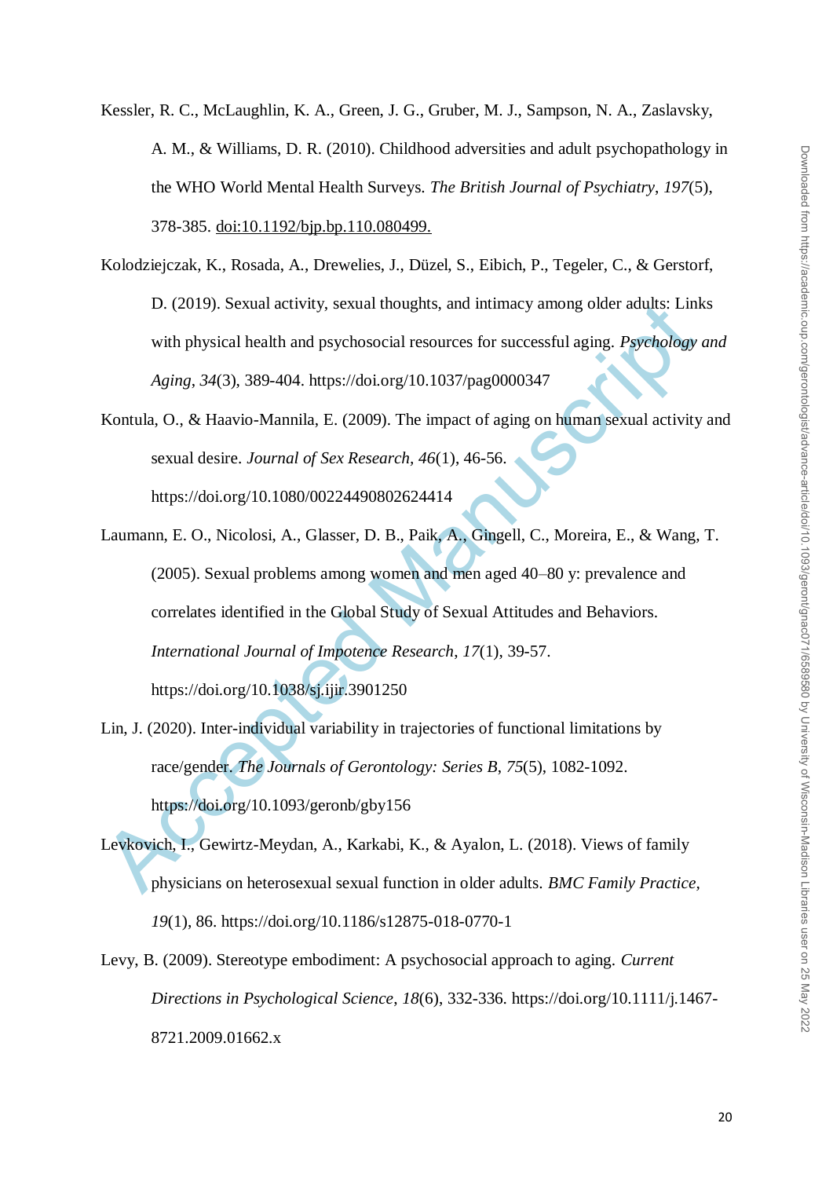Kessler, R. C., McLaughlin, K. A., Green, J. G., Gruber, M. J., Sampson, N. A., Zaslavsky, A. M., & Williams, D. R. (2010). Childhood adversities and adult psychopathology in the WHO World Mental Health Surveys. *The British Journal of Psychiatry*, *197*(5), 378-385. doi:10.1192/bjp.bp.110.080499.

Kolodziejczak, K., Rosada, A., Drewelies, J., Düzel, S., Eibich, P., Tegeler, C., & Gerstorf, D. (2019). Sexual activity, sexual thoughts, and intimacy among older adults: Links with physical health and psychosocial resources for successful aging. *Psychology and Aging*, *34*(3), 389-404. https://doi.org/10.1037/pag0000347

Kontula, O., & Haavio-Mannila, E. (2009). The impact of aging on human sexual activity and sexual desire. *Journal of Sex Research, 46*(1), 46-56. https://doi.org/10.1080/00224490802624414

Laumann, E. O., Nicolosi, A., Glasser, D. B., Paik, A., Gingell, C., Moreira, E., & Wang, T. (2005). Sexual problems among women and men aged 40–80 y: prevalence and correlates identified in the Global Study of Sexual Attitudes and Behaviors. *International Journal of Impotence Research*, *17*(1), 39-57. https://doi.org/10.1038/sj.ijir.3901250

Lin, J. (2020). Inter-individual variability in trajectories of functional limitations by race/gender. *The Journals of Gerontology: Series B*, *75*(5), 1082-1092. https://doi.org/10.1093/geronb/gby156

Levkovich, I., Gewirtz-Meydan, A., Karkabi, K., & Ayalon, L. (2018). Views of family physicians on heterosexual sexual function in older adults. *BMC Family Practice*, *19*(1), 86. https://doi.org/10.1186/s12875-018-0770-1

Levy, B. (2009). Stereotype embodiment: A psychosocial approach to aging. *Current Directions in Psychological Science*, *18*(6), 332-336. https://doi.org/10.1111/j.1467-8721.2009.01662.x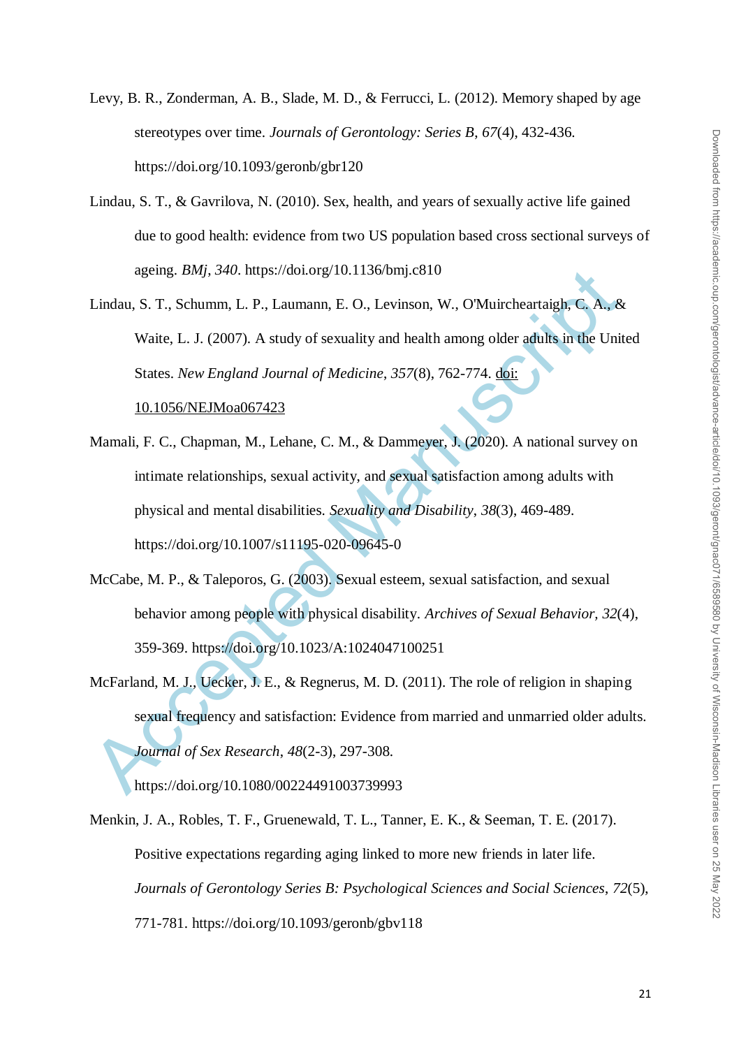Levy, B. R., Zonderman, A. B., Slade, M. D., & Ferrucci, L. (2012). Memory shaped by age stereotypes over time. *Journals of Gerontology: Series B, 67*(4), 432-436. https://doi.org/10.1093/geronb/gbr120

Lindau, S. T., & Gavrilova, N. (2010). Sex, health, and years of sexually active life gained due to good health: evidence from two US population based cross sectional surveys of ageing. *BMj, 340*. https://doi.org/10.1136/bmj.c810

Lindau, S. T., Schumm, L. P., Laumann, E. O., Levinson, W., O'Muircheartaigh, C. A., & Waite, L. J. (2007). A study of sexuality and health among older adults in the United States. *New England Journal of Medicine*, *357*(8), 762-774. doi: 10.1056/NEJMoa067423

Mamali, F. C., Chapman, M., Lehane, C. M., & Dammeyer, J. (2020). A national survey on intimate relationships, sexual activity, and sexual satisfaction among adults with physical and mental disabilities. *Sexuality and Disability*, *38*(3), 469-489. https://doi.org/10.1007/s11195-020-09645-0

McCabe, M. P., & Taleporos, G. (2003). Sexual esteem, sexual satisfaction, and sexual behavior among people with physical disability. *Archives of Sexual Behavior, 32*(4), 359-369. https://doi.org/10.1023/A:1024047100251

McFarland, M. J., Uecker, J. E., & Regnerus, M. D. (2011). The role of religion in shaping sexual frequency and satisfaction: Evidence from married and unmarried older adults. *Journal of Sex Research*, *48*(2-3), 297-308. https://doi.org/10.1080/00224491003739993

Menkin, J. A., Robles, T. F., Gruenewald, T. L., Tanner, E. K., & Seeman, T. E. (2017). Positive expectations regarding aging linked to more new friends in later life. *Journals of Gerontology Series B: Psychological Sciences and Social Sciences*, *72*(5), 771-781. https://doi.org/10.1093/geronb/gbv118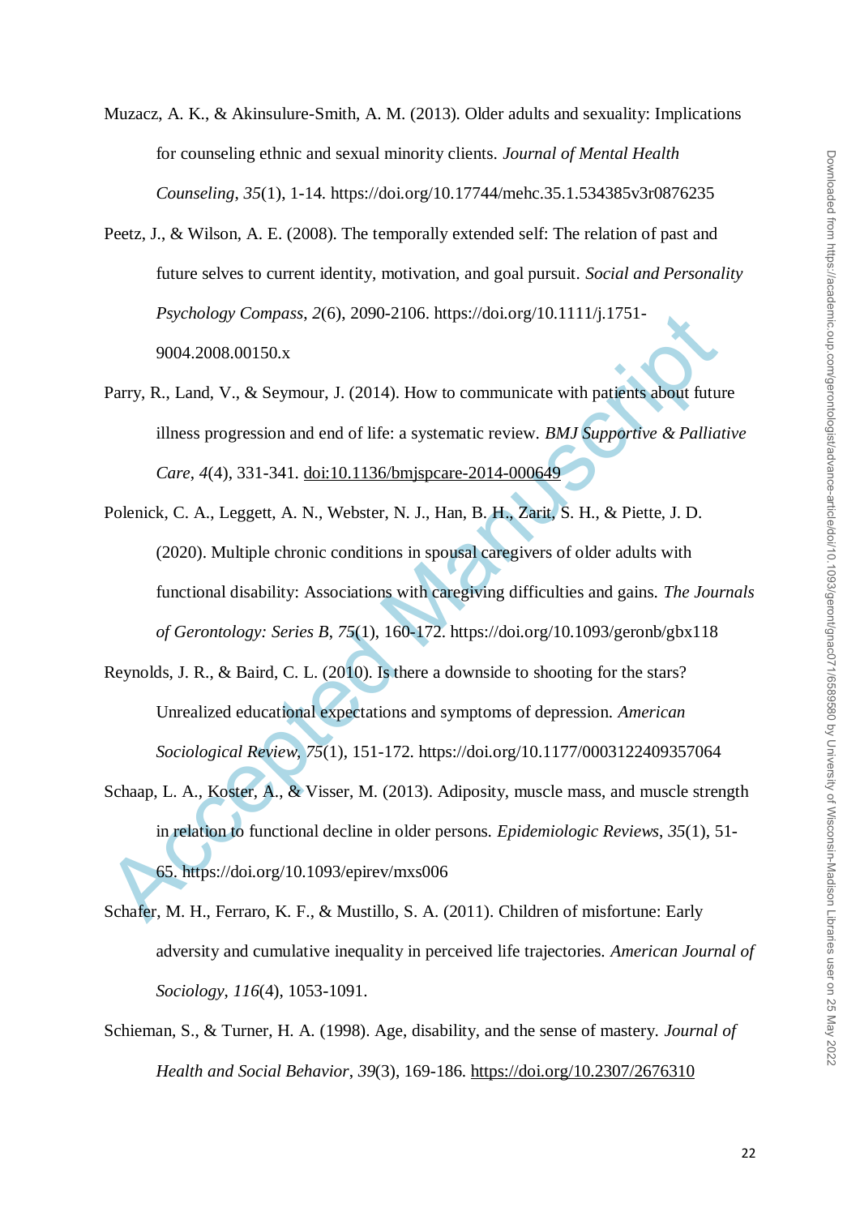Muzacz, A. K., & Akinsulure-Smith, A. M. (2013). Older adults and sexuality: Implications for counseling ethnic and sexual minority clients. *Journal of Mental Health Counseling*, *35*(1), 1-14. https://doi.org/10.17744/mehc.35.1.534385v3r0876235

Peetz, J., & Wilson, A. E. (2008). The temporally extended self: The relation of past and future selves to current identity, motivation, and goal pursuit. *Social and Personality Psychology Compass*, *2*(6), 2090-2106. https://doi.org/10.1111/j.1751-9004.2008.00150.x

Parry, R., Land, V., & Seymour, J. (2014). How to communicate with patients about future illness progression and end of life: a systematic review. *BMJ Supportive & Palliative Care*, *4*(4), 331-341. doi:10.1136/bmjspcare-2014-000649

Polenick, C. A., Leggett, A. N., Webster, N. J., Han, B. H., Zarit, S. H., & Piette, J. D. (2020). Multiple chronic conditions in spousal caregivers of older adults with functional disability: Associations with caregiving difficulties and gains. *The Journals of Gerontology: Series B*, *75*(1), 160-172. https://doi.org/10.1093/geronb/gbx118

Reynolds, J. R., & Baird, C. L. (2010). Is there a downside to shooting for the stars? Unrealized educational expectations and symptoms of depression. *American Sociological Review*, *75*(1), 151-172. https://doi.org/10.1177/0003122409357064

Schaap, L. A., Koster, A., & Visser, M. (2013). Adiposity, muscle mass, and muscle strength in relation to functional decline in older persons. *Epidemiologic Reviews*, *35*(1), 51-65. https://doi.org/10.1093/epirev/mxs006

Schafer, M. H., Ferraro, K. F., & Mustillo, S. A. (2011). Children of misfortune: Early adversity and cumulative inequality in perceived life trajectories. *American Journal of Sociology*, *116*(4), 1053-1091.

Schieman, S., & Turner, H. A. (1998). Age, disability, and the sense of mastery. *Journal of Health and Social Behavior*, *39*(3), 169-186. https://doi.org/10.2307/2676310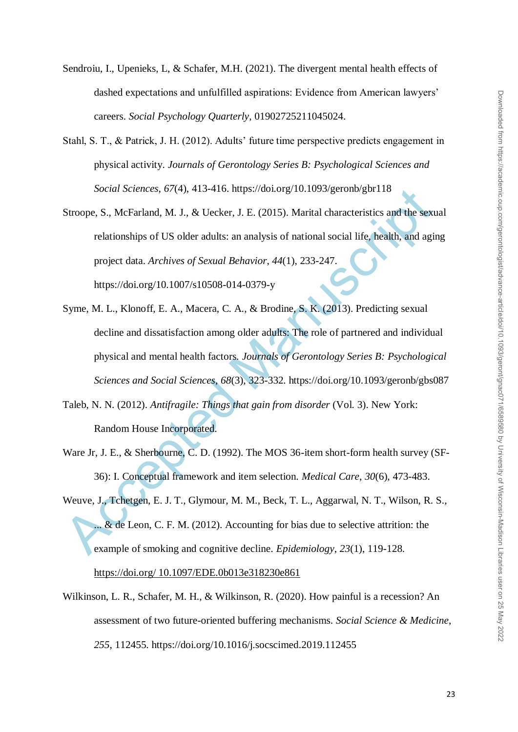Sendroiu, I., Upenieks, L, & Schafer, M.H. (2021). The divergent mental health effects of dashed expectations and unfulfilled aspirations: Evidence from American lawyers' careers. *Social Psychology Quarterly*, 01902725211045024.

Stahl, S. T., & Patrick, J. H. (2012). Adults' future time perspective predicts engagement in physical activity. *Journals of Gerontology Series B: Psychological Sciences and Social Sciences*, *67*(4), 413-416. https://doi.org/10.1093/geronb/gbr118

Stroope, S., McFarland, M. J., & Uecker, J. E. (2015). Marital characteristics and the sexual relationships of US older adults: an analysis of national social life, health, and aging project data. *Archives of Sexual Behavior*, *44*(1), 233-247. https://doi.org/10.1007/s10508-014-0379-y

Syme, M. L., Klonoff, E. A., Macera, C. A., & Brodine, S. K. (2013). Predicting sexual decline and dissatisfaction among older adults: The role of partnered and individual physical and mental health factors. *Journals of Gerontology Series B: Psychological Sciences and Social Sciences*, *68*(3), 323-332. https://doi.org/10.1093/geronb/gbs087

Taleb, N. N. (2012). *Antifragile: Things that gain from disorder* (Vol. 3). New York: Random House Incorporated.

Ware Jr, J. E., & Sherbourne, C. D. (1992). The MOS 36-item short-form health survey (SF-36): I. Conceptual framework and item selection. *Medical Care*, *30*(6), 473-483.

Weuve, J., Tchetgen, E. J. T., Glymour, M. M., Beck, T. L., Aggarwal, N. T., Wilson, R. S., ... & de Leon, C. F. M. (2012). Accounting for bias due to selective attrition: the example of smoking and cognitive decline. *Epidemiology*, *23*(1), 119-128. https://doi.org/ 10.1097/EDE.0b013e318230e861

Wilkinson, L. R., Schafer, M. H., & Wilkinson, R. (2020). How painful is a recession? An assessment of two future-oriented buffering mechanisms. *Social Science & Medicine*, *255*, 112455. https://doi.org/10.1016/j.socscimed.2019.112455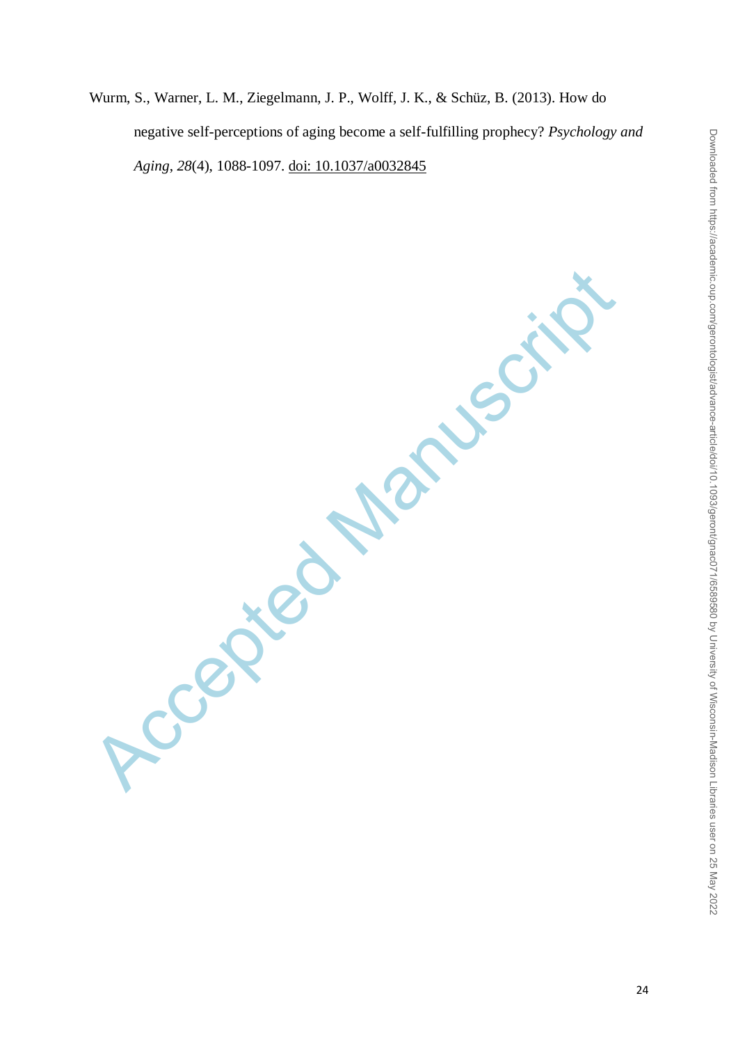Wurm, S., Warner, L. M., Ziegelmann, J. P., Wolff, J. K., & Schüz, B. (2013). How do negative self-perceptions of aging become a self-fulfilling prophecy? *Psychology and Aging*, *28*(4), 1088-1097. doi: 10.1037/a0032845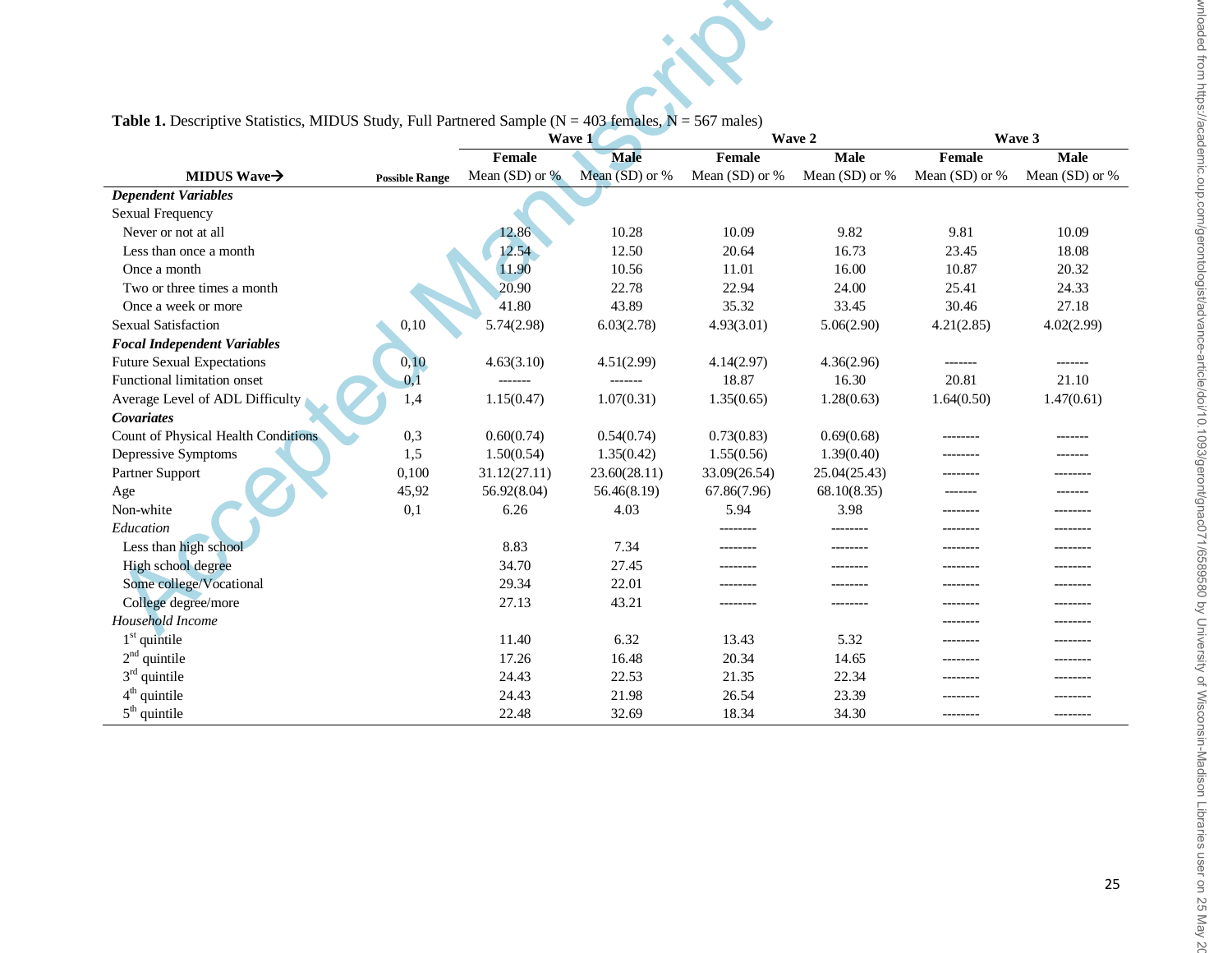**Table 1.** Descriptive Statistics, MIDUS Study, Full Partnered Sample (N = 403 females, N = 567 males)

| | | Wave 1 | | Wave 2 | | Wave 3 | |
|---|---|---|---|---|---|---|---|
| | | Female | Male | Female | Male | Female | Male |
| **MIDUS Wave→** | **Possible Range** | Mean (SD) or % | Mean (SD) or % | Mean (SD) or % | Mean (SD) or % | Mean (SD) or % | Mean (SD) or % |
| ***Dependent Variables*** | | | | | | | |
| Sexual Frequency | | | | | | | |
| Never or not at all | | 12.86 | 10.28 | 10.09 | 9.82 | 9.81 | 10.09 |
| Less than once a month | | 12.54 | 12.50 | 20.64 | 16.73 | 23.45 | 18.08 |
| Once a month | | 11.90 | 10.56 | 11.01 | 16.00 | 10.87 | 20.32 |
| Two or three times a month | | 20.90 | 22.78 | 22.94 | 24.00 | 25.41 | 24.33 |
| Once a week or more | | 41.80 | 43.89 | 35.32 | 33.45 | 30.46 | 27.18 |
| Sexual Satisfaction | 0,10 | 5.74(2.98) | 6.03(2.78) | 4.93(3.01) | 5.06(2.90) | 4.21(2.85) | 4.02(2.99) |
| ***Focal Independent Variables*** | | | | | | | |
| Future Sexual Expectations | 0,10 | 4.63(3.10) | 4.51(2.99) | 4.14(2.97) | 4.36(2.96) | ------- | ------- |
| Functional limitation onset | 0,1 | ------- | ------- | 18.87 | 16.30 | 20.81 | 21.10 |
| Average Level of ADL Difficulty | 1,4 | 1.15(0.47) | 1.07(0.31) | 1.35(0.65) | 1.28(0.63) | 1.64(0.50) | 1.47(0.61) |
| ***Covariates*** | | | | | | | |
| Count of Physical Health Conditions | 0,3 | 0.60(0.74) | 0.54(0.74) | 0.73(0.83) | 0.69(0.68) | -------- | ------- |
| Depressive Symptoms | 1,5 | 1.50(0.54) | 1.35(0.42) | 1.55(0.56) | 1.39(0.40) | -------- | ------- |
| Partner Support | 0,100 | 31.12(27.11) | 23.60(28.11) | 33.09(26.54) | 25.04(25.43) | -------- | -------- |
| Age | 45,92 | 56.92(8.04) | 56.46(8.19) | 67.86(7.96) | 68.10(8.35) | ------- | ------- |
| Non-white | 0,1 | 6.26 | 4.03 | 5.94 | 3.98 | -------- | -------- |
| *Education* | | | | -------- | -------- | -------- | -------- |
| Less than high school | | 8.83 | 7.34 | -------- | -------- | -------- | -------- |
| High school degree | | 34.70 | 27.45 | -------- | -------- | -------- | -------- |
| Some college/Vocational | | 29.34 | 22.01 | -------- | -------- | -------- | -------- |
| College degree/more | | 27.13 | 43.21 | -------- | -------- | -------- | -------- |
| *Household Income* | | | | | | -------- | -------- |
| 1st quintile | | 11.40 | 6.32 | 13.43 | 5.32 | -------- | -------- |
| 2nd quintile | | 17.26 | 16.48 | 20.34 | 14.65 | -------- | -------- |
| 3rd quintile | | 24.43 | 22.53 | 21.35 | 22.34 | -------- | -------- |
| 4th quintile | | 24.43 | 21.98 | 26.54 | 23.39 | -------- | -------- |
| 5th quintile | | 22.48 | 32.69 | 18.34 | 34.30 | -------- | -------- |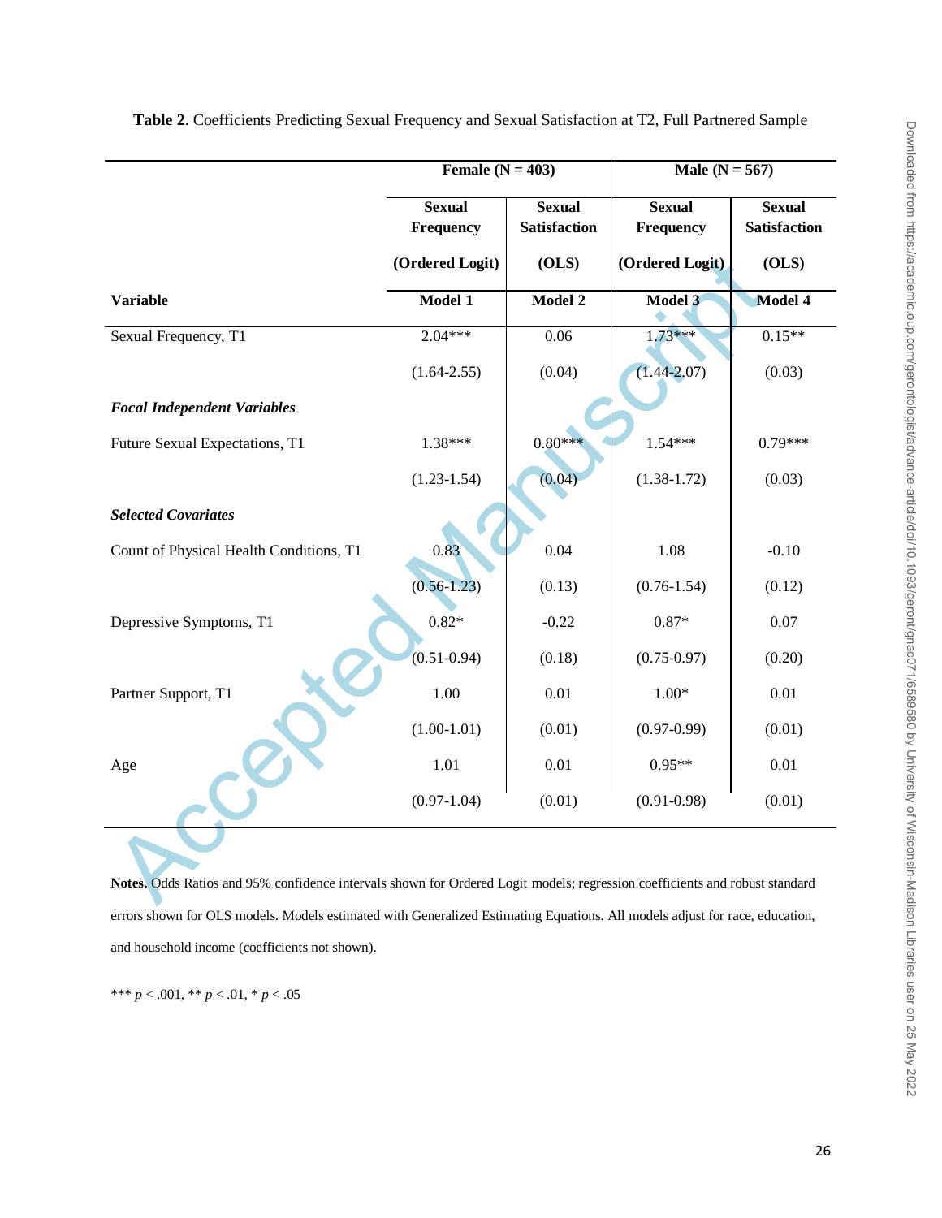**Table 2**. Coefficients Predicting Sexual Frequency and Sexual Satisfaction at T2, Full Partnered Sample

| | Female (N = 403) | | Male (N = 567) | |
|---|---|---|---|---|
| | Sexual Frequency (Ordered Logit) | Sexual Satisfaction (OLS) | Sexual Frequency (Ordered Logit) | Sexual Satisfaction (OLS) |
| **Variable** | **Model 1** | **Model 2** | **Model 3** | **Model 4** |
| Sexual Frequency, T1 | 2.04*** | 0.06 | 1.73*** | 0.15** |
| | (1.64-2.55) | (0.04) | (1.44-2.07) | (0.03) |
| ***Focal Independent Variables*** | | | | |
| Future Sexual Expectations, T1 | 1.38*** | 0.80*** | 1.54*** | 0.79*** |
| | (1.23-1.54) | (0.04) | (1.38-1.72) | (0.03) |
| ***Selected Covariates*** | | | | |
| Count of Physical Health Conditions, T1 | 0.83 | 0.04 | 1.08 | -0.10 |
| | (0.56-1.23) | (0.13) | (0.76-1.54) | (0.12) |
| Depressive Symptoms, T1 | 0.82* | -0.22 | 0.87* | 0.07 |
| | (0.51-0.94) | (0.18) | (0.75-0.97) | (0.20) |
| Partner Support, T1 | 1.00 | 0.01 | 1.00* | 0.01 |
| | (1.00-1.01) | (0.01) | (0.97-0.99) | (0.01) |
| Age | 1.01 | 0.01 | 0.95** | 0.01 |
| | (0.97-1.04) | (0.01) | (0.91-0.98) | (0.01) |

**Notes.** Odds Ratios and 95% confidence intervals shown for Ordered Logit models; regression coefficients and robust standard errors shown for OLS models. Models estimated with Generalized Estimating Equations. All models adjust for race, education, and household income (coefficients not shown).

*** $p < .001$, ** $p < .01$, * $p < .05$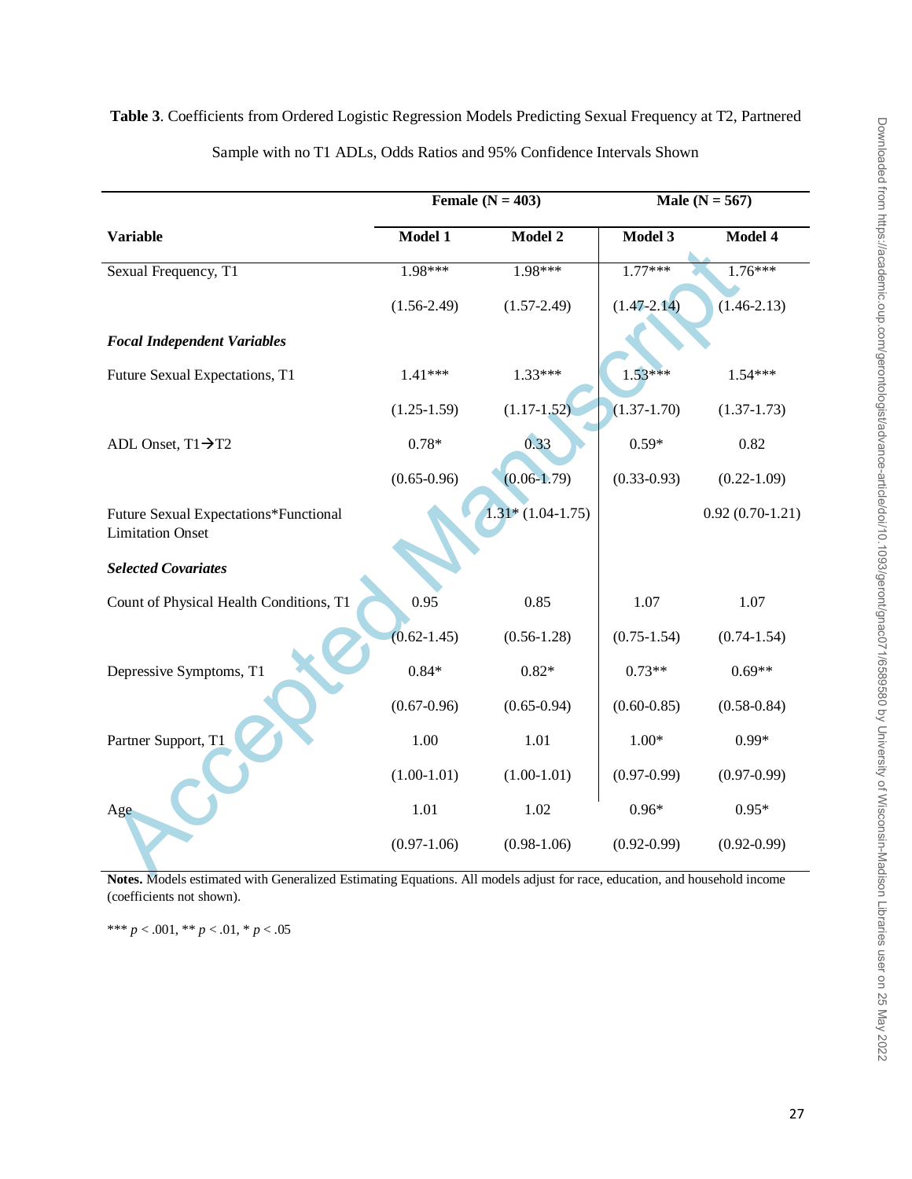**Table 3**. Coefficients from Ordered Logistic Regression Models Predicting Sexual Frequency at T2, Partnered Sample with no T1 ADLs, Odds Ratios and 95% Confidence Intervals Shown

| | Female (N = 403) | | Male (N = 567) | |
|---|---|---|---|---|
| **Variable** | **Model 1** | **Model 2** | **Model 3** | **Model 4** |
| Sexual Frequency, T1 | 1.98*** | 1.98*** | 1.77*** | 1.76*** |
| | (1.56-2.49) | (1.57-2.49) | (1.47-2.14) | (1.46-2.13) |
| ***Focal Independent Variables*** | | | | |
| Future Sexual Expectations, T1 | 1.41*** | 1.33*** | 1.53*** | 1.54*** |
| | (1.25-1.59) | (1.17-1.52) | (1.37-1.70) | (1.37-1.73) |
| ADL Onset, T1→T2 | 0.78* | 0.33 | 0.59* | 0.82 |
| | (0.65-0.96) | (0.06-1.79) | (0.33-0.93) | (0.22-1.09) |
| Future Sexual Expectations*Functional Limitation Onset | | 1.31* (1.04-1.75) | | 0.92 (0.70-1.21) |
| ***Selected Covariates*** | | | | |
| Count of Physical Health Conditions, T1 | 0.95 | 0.85 | 1.07 | 1.07 |
| | (0.62-1.45) | (0.56-1.28) | (0.75-1.54) | (0.74-1.54) |
| Depressive Symptoms, T1 | 0.84* | 0.82* | 0.73** | 0.69** |
| | (0.67-0.96) | (0.65-0.94) | (0.60-0.85) | (0.58-0.84) |
| Partner Support, T1 | 1.00 | 1.01 | 1.00* | 0.99* |
| | (1.00-1.01) | (1.00-1.01) | (0.97-0.99) | (0.97-0.99) |
| Age | 1.01 | 1.02 | 0.96* | 0.95* |
| | (0.97-1.06) | (0.98-1.06) | (0.92-0.99) | (0.92-0.99) |

**Notes.** Models estimated with Generalized Estimating Equations. All models adjust for race, education, and household income (coefficients not shown).

*** $p < .001$, ** $p < .01$, * $p < .05$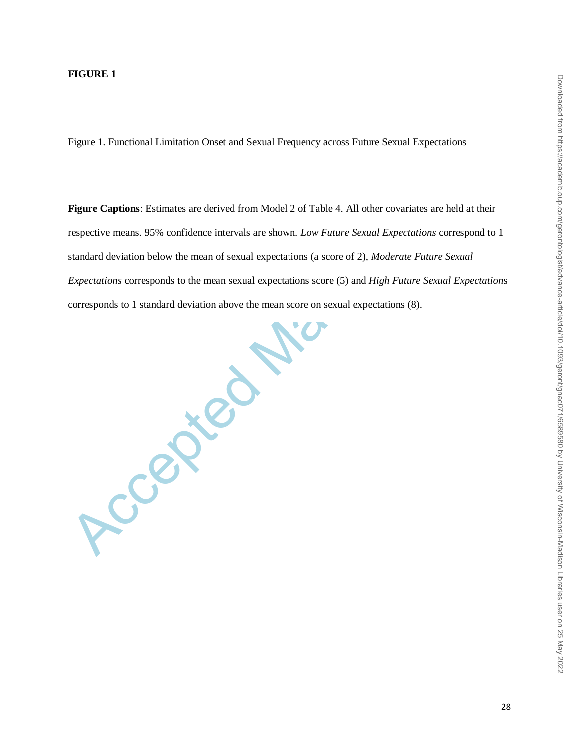**FIGURE 1**

Figure 1. Functional Limitation Onset and Sexual Frequency across Future Sexual Expectations

**Figure Captions**: Estimates are derived from Model 2 of Table 4. All other covariates are held at their respective means. 95% confidence intervals are shown. *Low Future Sexual Expectations* correspond to 1 standard deviation below the mean of sexual expectations (a score of 2), *Moderate Future Sexual Expectations* corresponds to the mean sexual expectations score (5) and *High Future Sexual Expectation*s corresponds to 1 standard deviation above the mean score on sexual expectations (8).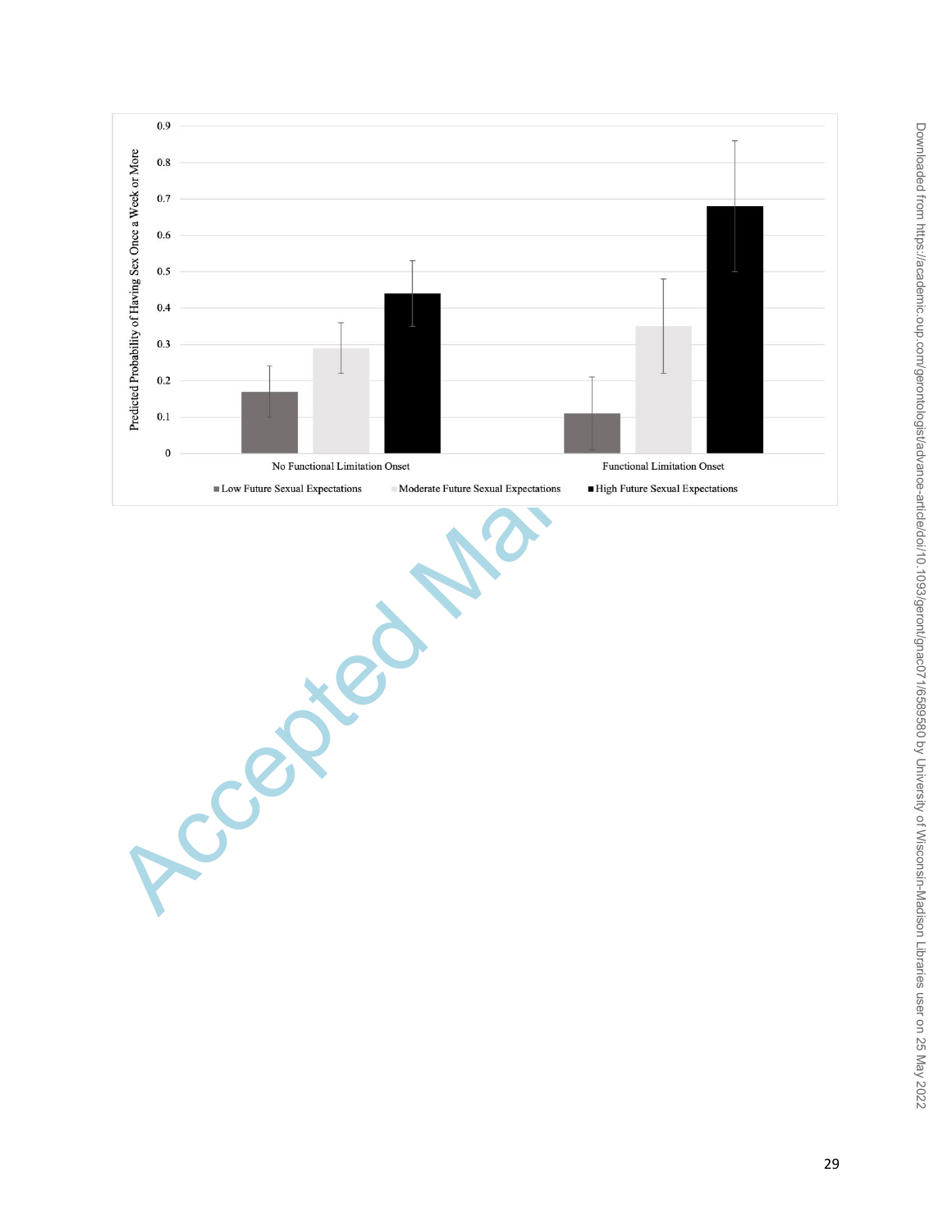0.9

0.8

0.7

0.6

0.5

0.4

0.3

0.2

0.1

0

Predicted Probability of Having Sex Once a Week or More

No Functional Limitation Onset

Functional Limitation Onset

Low Future Sexual Expectations

Moderate Future Sexual Expectations

High Future Sexual Expectations